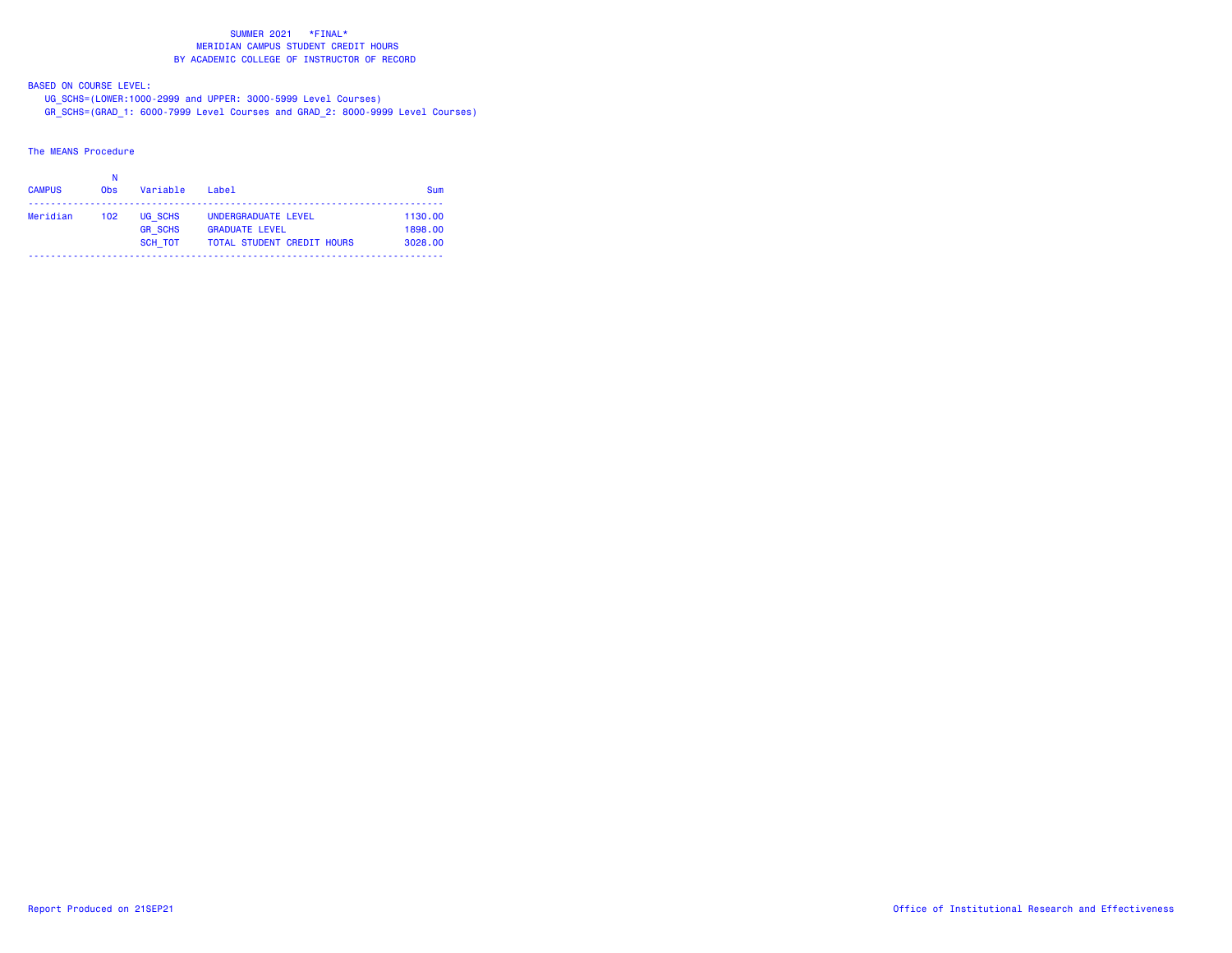# SUMMER 2021 \*FINAL\*
## MERIDIAN CAMPUS STUDENT CREDIT HOURS
## BY ACADEMIC COLLEGE OF INSTRUCTOR OF RECORD

BASED ON COURSE LEVEL:

UG_SCHS=(LOWER:1000-2999 and UPPER: 3000-5999 Level Courses)

GR_SCHS=(GRAD_1: 6000-7999 Level Courses and GRAD_2: 8000-9999 Level Courses)

The MEANS Procedure

| CAMPUS | N Obs | Variable | Label | Sum |
|---|---|---|---|---|
| Meridian | 102 | UG_SCHS | UNDERGRADUATE LEVEL | 1130.00 |
| | | GR_SCHS | GRADUATE LEVEL | 1898.00 |
| | | SCH_TOT | TOTAL STUDENT CREDIT HOURS | 3028.00 |

Report Produced on 21SEP21

Office of Institutional Research and Effectiveness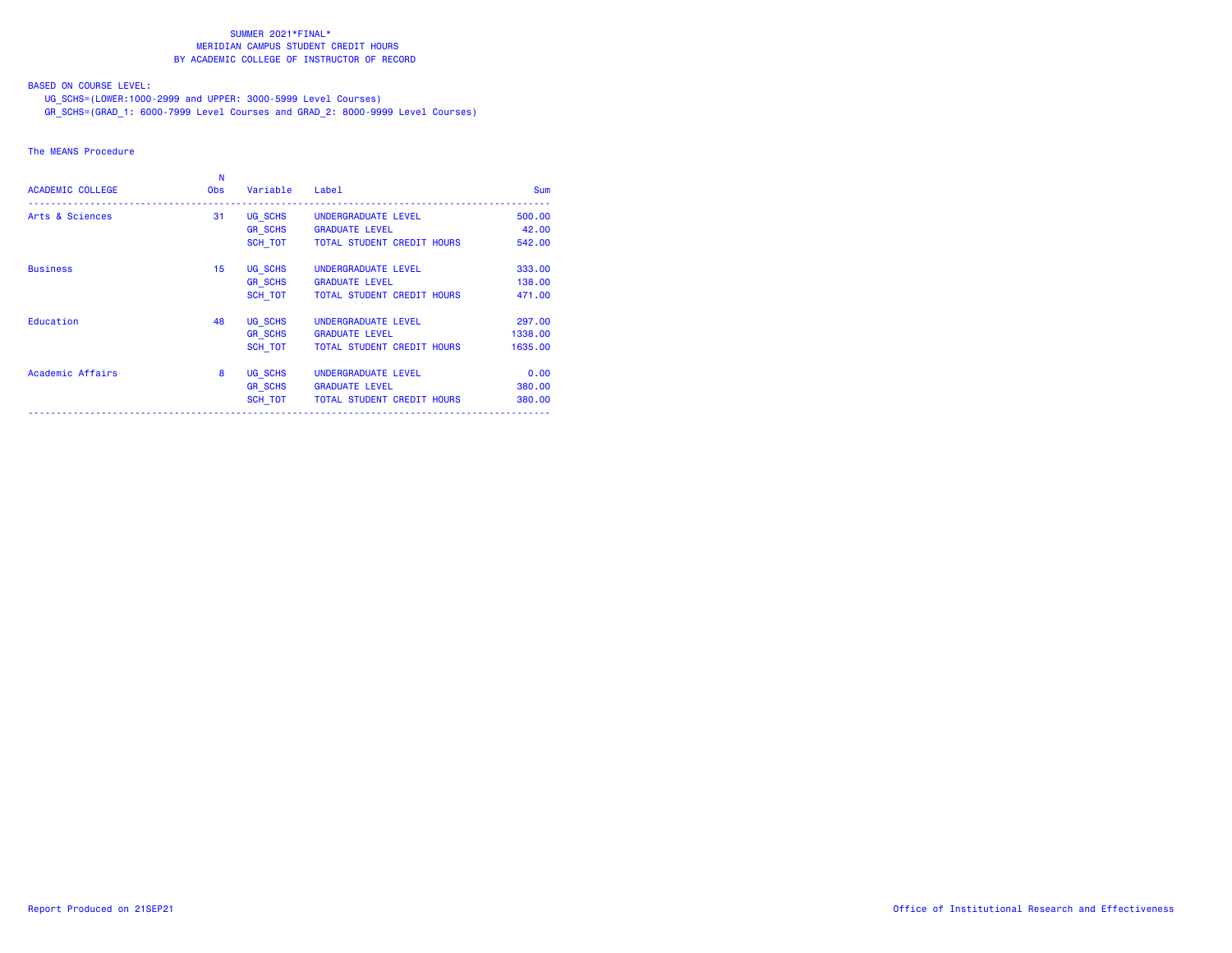SUMMER 2021*FINAL*
MERIDIAN CAMPUS STUDENT CREDIT HOURS
BY ACADEMIC COLLEGE OF INSTRUCTOR OF RECORD

BASED ON COURSE LEVEL:
UG_SCHS=(LOWER:1000-2999 and UPPER: 3000-5999 Level Courses)
GR_SCHS=(GRAD_1: 6000-7999 Level Courses and GRAD_2: 8000-9999 Level Courses)

The MEANS Procedure

| ACADEMIC COLLEGE | N Obs | Variable | Label | Sum |
|---|---|---|---|---|
| Arts & Sciences | 31 | UG_SCHS | UNDERGRADUATE LEVEL | 500.00 |
| | | GR_SCHS | GRADUATE LEVEL | 42.00 |
| | | SCH_TOT | TOTAL STUDENT CREDIT HOURS | 542.00 |
| Business | 15 | UG_SCHS | UNDERGRADUATE LEVEL | 333.00 |
| | | GR_SCHS | GRADUATE LEVEL | 138.00 |
| | | SCH_TOT | TOTAL STUDENT CREDIT HOURS | 471.00 |
| Education | 48 | UG_SCHS | UNDERGRADUATE LEVEL | 297.00 |
| | | GR_SCHS | GRADUATE LEVEL | 1338.00 |
| | | SCH_TOT | TOTAL STUDENT CREDIT HOURS | 1635.00 |
| Academic Affairs | 8 | UG_SCHS | UNDERGRADUATE LEVEL | 0.00 |
| | | GR_SCHS | GRADUATE LEVEL | 380.00 |
| | | SCH_TOT | TOTAL STUDENT CREDIT HOURS | 380.00 |

Report Produced on 21SEP21

Office of Institutional Research and Effectiveness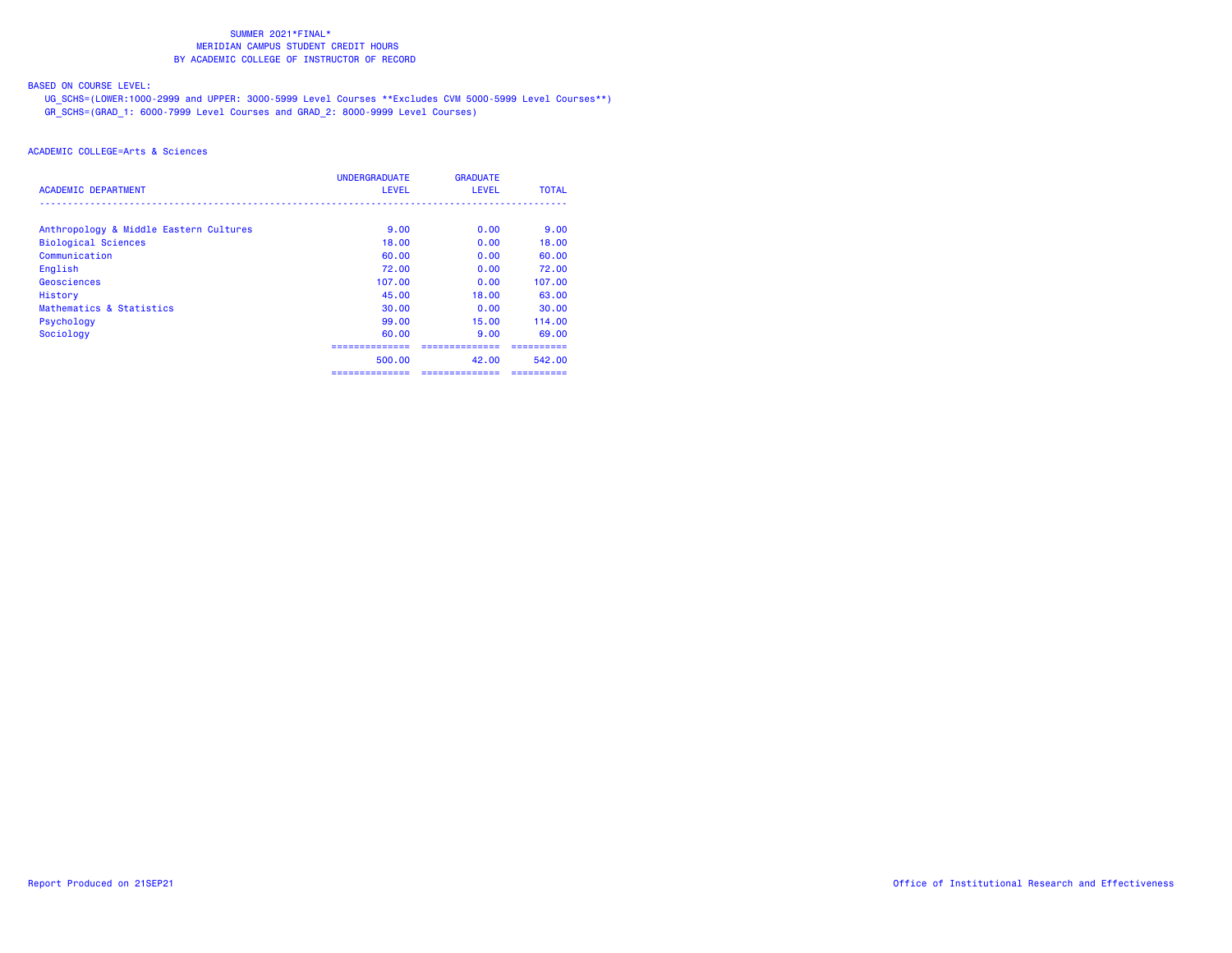# SUMMER 2021*FINAL*
## MERIDIAN CAMPUS STUDENT CREDIT HOURS
## BY ACADEMIC COLLEGE OF INSTRUCTOR OF RECORD

BASED ON COURSE LEVEL:

UG_SCHS=(LOWER:1000-2999 and UPPER: 3000-5999 Level Courses **Excludes CVM 5000-5999 Level Courses**)

GR_SCHS=(GRAD_1: 6000-7999 Level Courses and GRAD_2: 8000-9999 Level Courses)

ACADEMIC COLLEGE=Arts & Sciences

| ACADEMIC DEPARTMENT | UNDERGRADUATE LEVEL | GRADUATE LEVEL | TOTAL |
|---|---|---|---|
| Anthropology & Middle Eastern Cultures | 9.00 | 0.00 | 9.00 |
| Biological Sciences | 18.00 | 0.00 | 18.00 |
| Communication | 60.00 | 0.00 | 60.00 |
| English | 72.00 | 0.00 | 72.00 |
| Geosciences | 107.00 | 0.00 | 107.00 |
| History | 45.00 | 18.00 | 63.00 |
| Mathematics & Statistics | 30.00 | 0.00 | 30.00 |
| Psychology | 99.00 | 15.00 | 114.00 |
| Sociology | 60.00 | 9.00 | 69.00 |
| | 500.00 | 42.00 | 542.00 |

Report Produced on 21SEP21

Office of Institutional Research and Effectiveness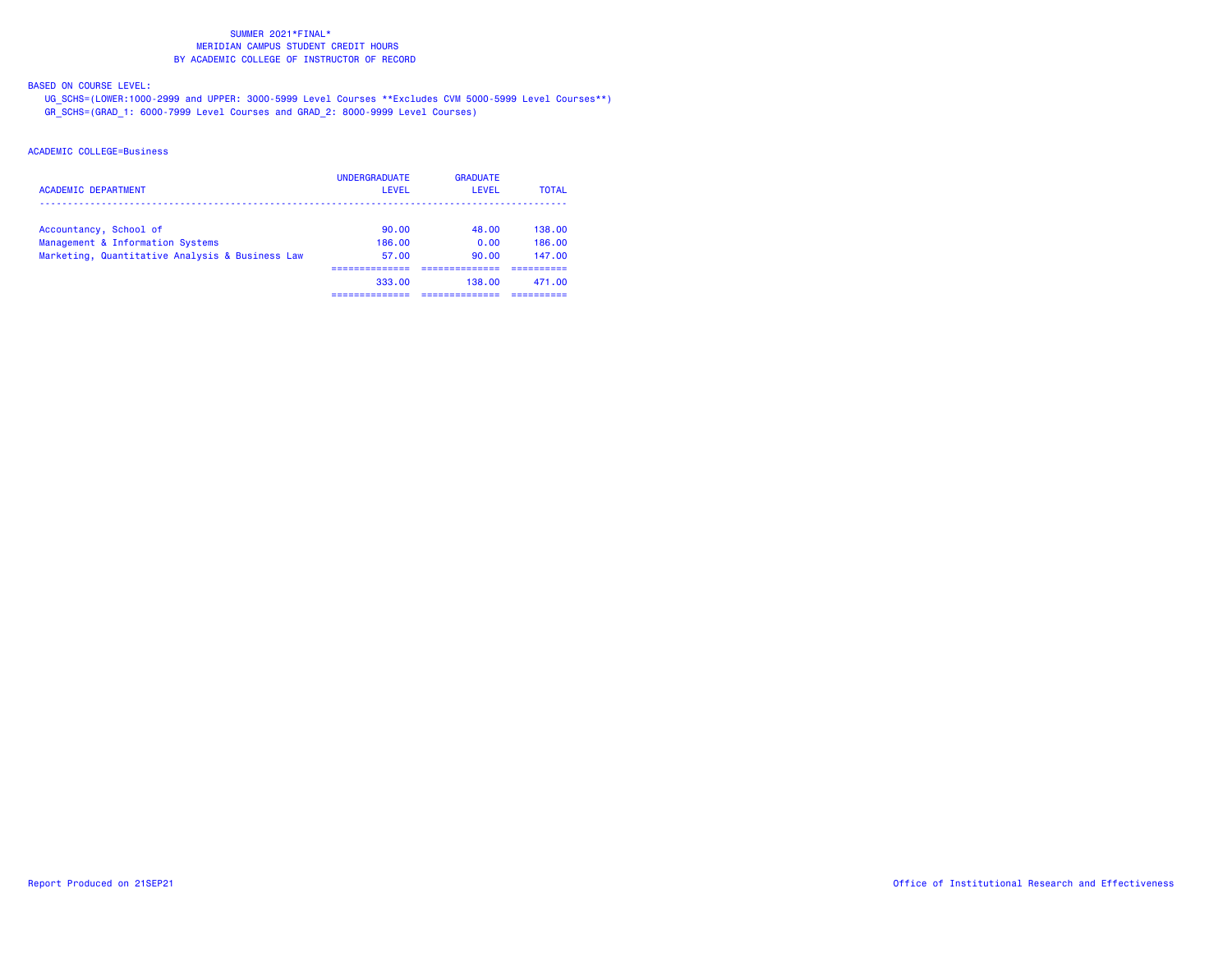SUMMER 2021*FINAL*
MERIDIAN CAMPUS STUDENT CREDIT HOURS
BY ACADEMIC COLLEGE OF INSTRUCTOR OF RECORD

BASED ON COURSE LEVEL:

UG_SCHS=(LOWER:1000-2999 and UPPER: 3000-5999 Level Courses **Excludes CVM 5000-5999 Level Courses**)

GR_SCHS=(GRAD_1: 6000-7999 Level Courses and GRAD_2: 8000-9999 Level Courses)

ACADEMIC COLLEGE=Business

| ACADEMIC DEPARTMENT | UNDERGRADUATE LEVEL | GRADUATE LEVEL | TOTAL |
|---|---|---|---|
| Accountancy, School of | 90.00 | 48.00 | 138.00 |
| Management & Information Systems | 186.00 | 0.00 | 186.00 |
| Marketing, Quantitative Analysis & Business Law | 57.00 | 90.00 | 147.00 |
| | 333.00 | 138.00 | 471.00 |

Report Produced on 21SEP21

Office of Institutional Research and Effectiveness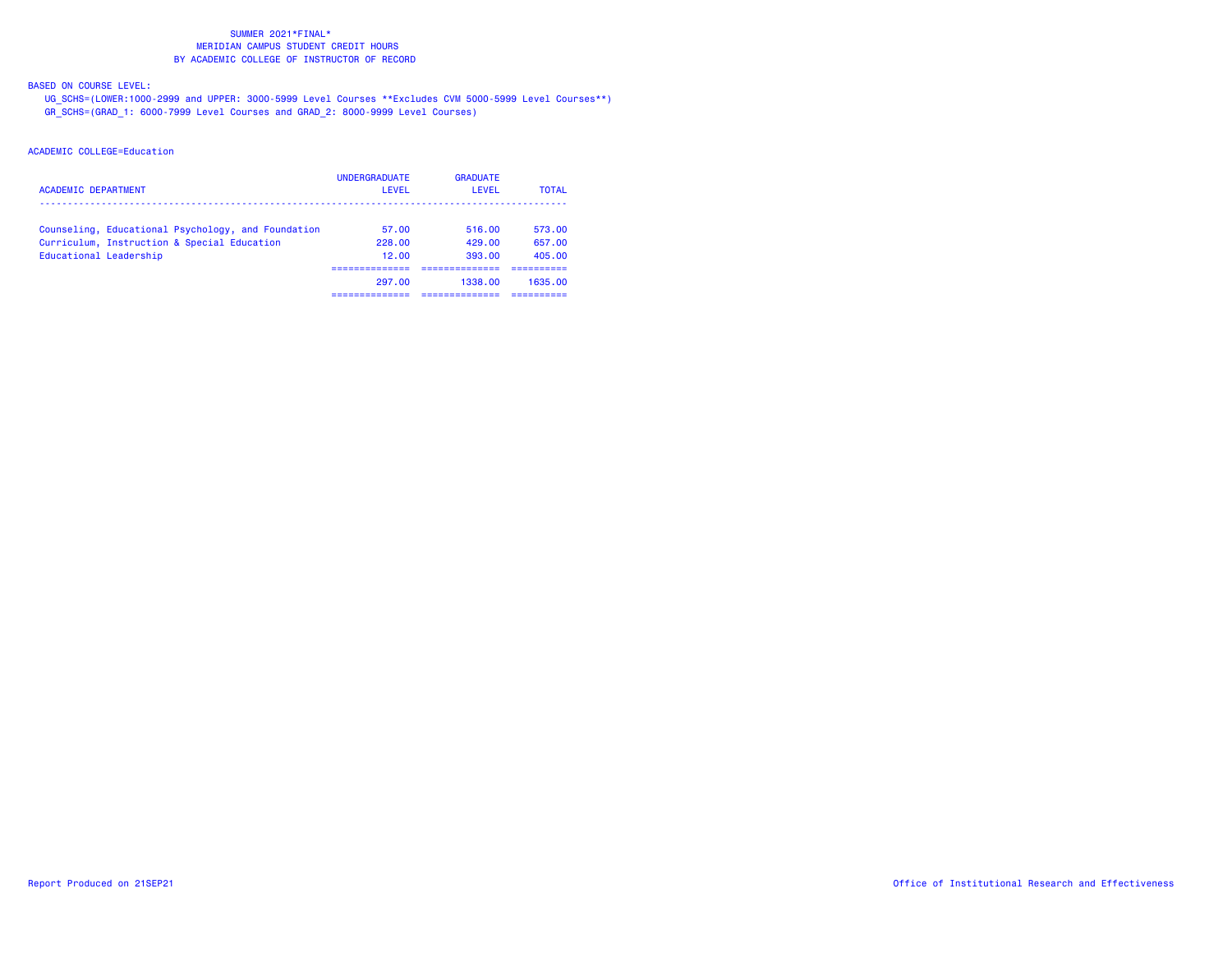# SUMMER 2021*FINAL*
## MERIDIAN CAMPUS STUDENT CREDIT HOURS
## BY ACADEMIC COLLEGE OF INSTRUCTOR OF RECORD

BASED ON COURSE LEVEL:

UG_SCHS=(LOWER:1000-2999 and UPPER: 3000-5999 Level Courses **Excludes CVM 5000-5999 Level Courses**)

GR_SCHS=(GRAD_1: 6000-7999 Level Courses and GRAD_2: 8000-9999 Level Courses)

ACADEMIC COLLEGE=Education

| ACADEMIC DEPARTMENT | UNDERGRADUATE LEVEL | GRADUATE LEVEL | TOTAL |
|---|---|---|---|
| Counseling, Educational Psychology, and Foundation | 57.00 | 516.00 | 573.00 |
| Curriculum, Instruction & Special Education | 228.00 | 429.00 | 657.00 |
| Educational Leadership | 12.00 | 393.00 | 405.00 |
| | 297.00 | 1338.00 | 1635.00 |

Report Produced on 21SEP21

Office of Institutional Research and Effectiveness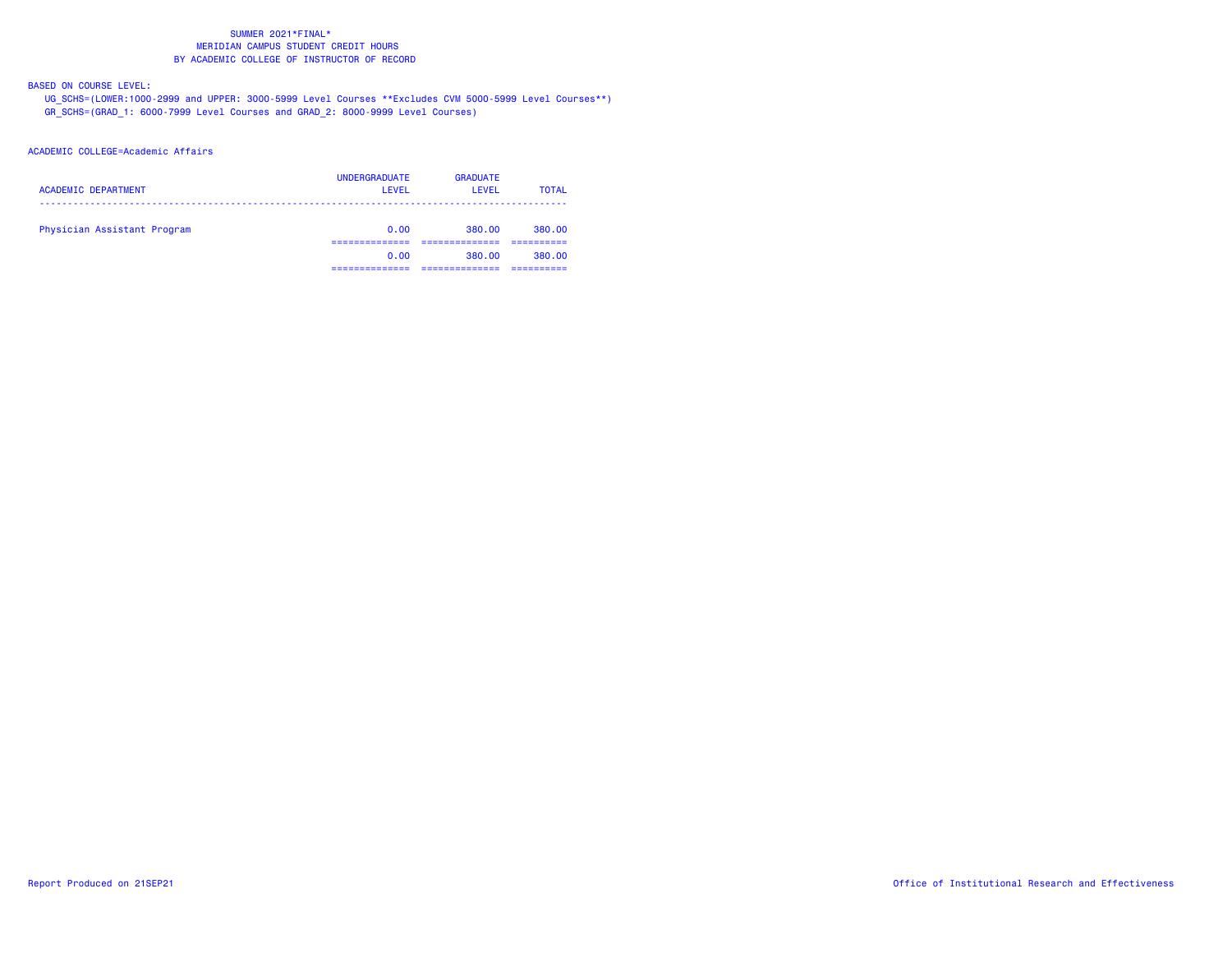SUMMER 2021*FINAL*
MERIDIAN CAMPUS STUDENT CREDIT HOURS
BY ACADEMIC COLLEGE OF INSTRUCTOR OF RECORD

BASED ON COURSE LEVEL:
UG_SCHS=(LOWER:1000-2999 and UPPER: 3000-5999 Level Courses **Excludes CVM 5000-5999 Level Courses**)
GR_SCHS=(GRAD_1: 6000-7999 Level Courses and GRAD_2: 8000-9999 Level Courses)

ACADEMIC COLLEGE=Academic Affairs

| ACADEMIC DEPARTMENT | UNDERGRADUATE LEVEL | GRADUATE LEVEL | TOTAL |
|---|---|---|---|
| Physician Assistant Program | 0.00 | 380.00 | 380.00 |
| | 0.00 | 380.00 | 380.00 |

Report Produced on 21SEP21

Office of Institutional Research and Effectiveness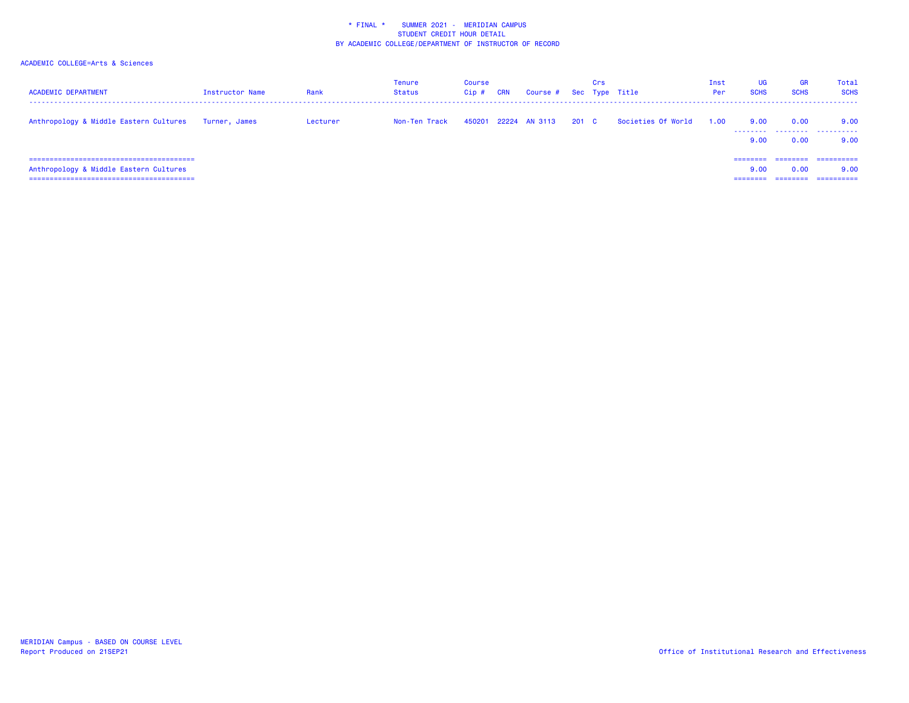\* FINAL \*    SUMMER 2021 -  MERIDIAN CAMPUS
STUDENT CREDIT HOUR DETAIL
BY ACADEMIC COLLEGE/DEPARTMENT OF INSTRUCTOR OF RECORD

ACADEMIC COLLEGE=Arts & Sciences

| ACADEMIC DEPARTMENT | Instructor Name | Rank | Tenure Status | Course Cip # | CRN | Course # | Sec | Crs Type | Title | Inst Per | UG SCHS | GR SCHS | Total SCHS |
|---|---|---|---|---|---|---|---|---|---|---|---|---|---|
| Anthropology & Middle Eastern Cultures | Turner, James | Lecturer | Non-Ten Track | 450201 | 22224 | AN 3113 | 201 | C | Societies Of World | 1.00 | 9.00 | 0.00 | 9.00 |
| | | | | | | | | | | | 9.00 | 0.00 | 9.00 |
| Anthropology & Middle Eastern Cultures | | | | | | | | | | | 9.00 | 0.00 | 9.00 |

MERIDIAN Campus - BASED ON COURSE LEVEL
Report Produced on 21SEP21

Office of Institutional Research and Effectiveness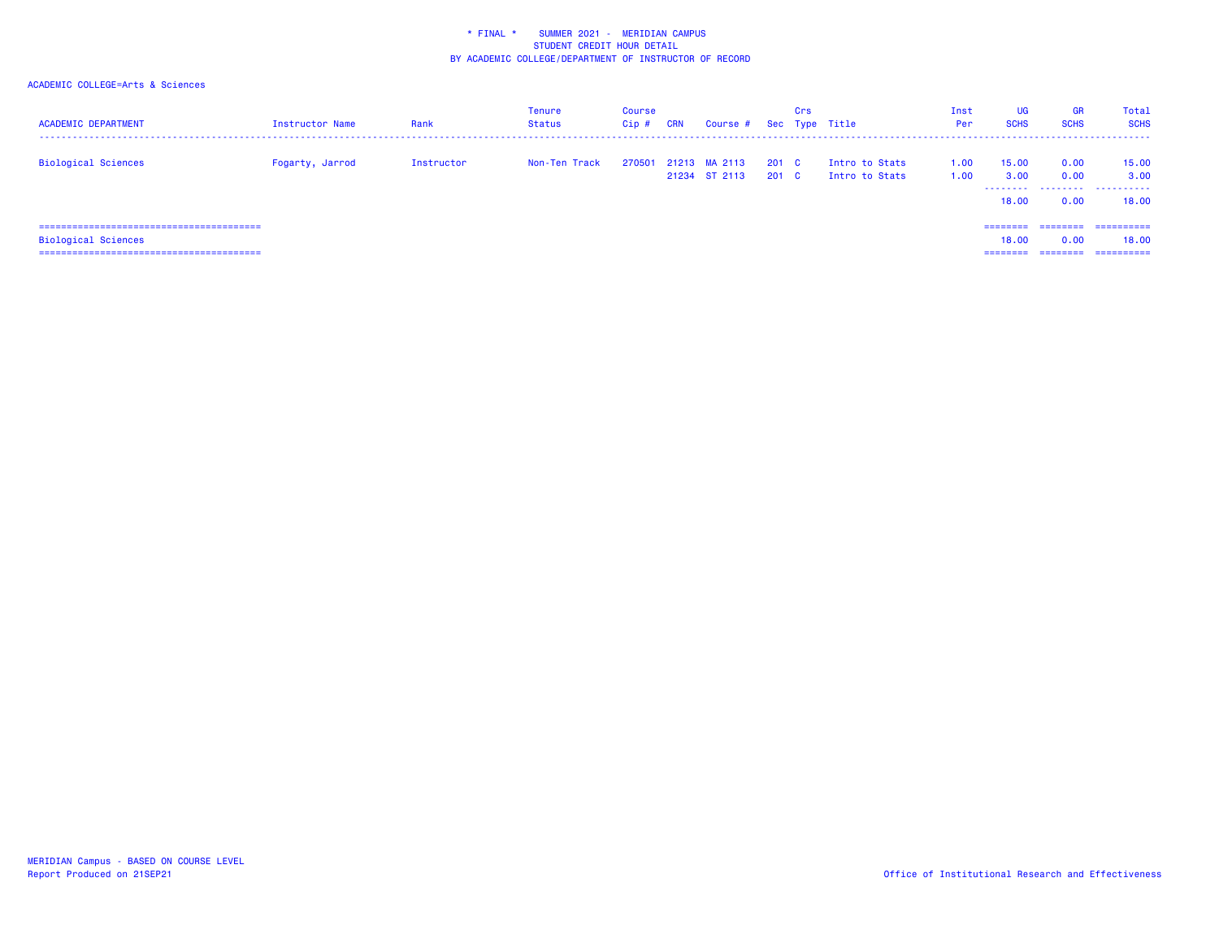\* FINAL \* SUMMER 2021 - MERIDIAN CAMPUS
STUDENT CREDIT HOUR DETAIL
BY ACADEMIC COLLEGE/DEPARTMENT OF INSTRUCTOR OF RECORD

ACADEMIC COLLEGE=Arts & Sciences

| ACADEMIC DEPARTMENT | Instructor Name | Rank | Tenure Status | Course Cip # | CRN | Course # | Sec | Crs Type | Title | Inst Per | UG SCHS | GR SCHS | Total SCHS |
|---|---|---|---|---|---|---|---|---|---|---|---|---|---|
| Biological Sciences | Fogarty, Jarrod | Instructor | Non-Ten Track | 270501 | 21213 | MA 2113 | 201 | C | Intro to Stats | 1.00 | 15.00 | 0.00 | 15.00 |
| | | | | | 21234 | ST 2113 | 201 | C | Intro to Stats | 1.00 | 3.00 | 0.00 | 3.00 |
| | | | | | | | | | | | 18.00 | 0.00 | 18.00 |
| Biological Sciences | | | | | | | | | | | 18.00 | 0.00 | 18.00 |

MERIDIAN Campus - BASED ON COURSE LEVEL
Report Produced on 21SEP21

Office of Institutional Research and Effectiveness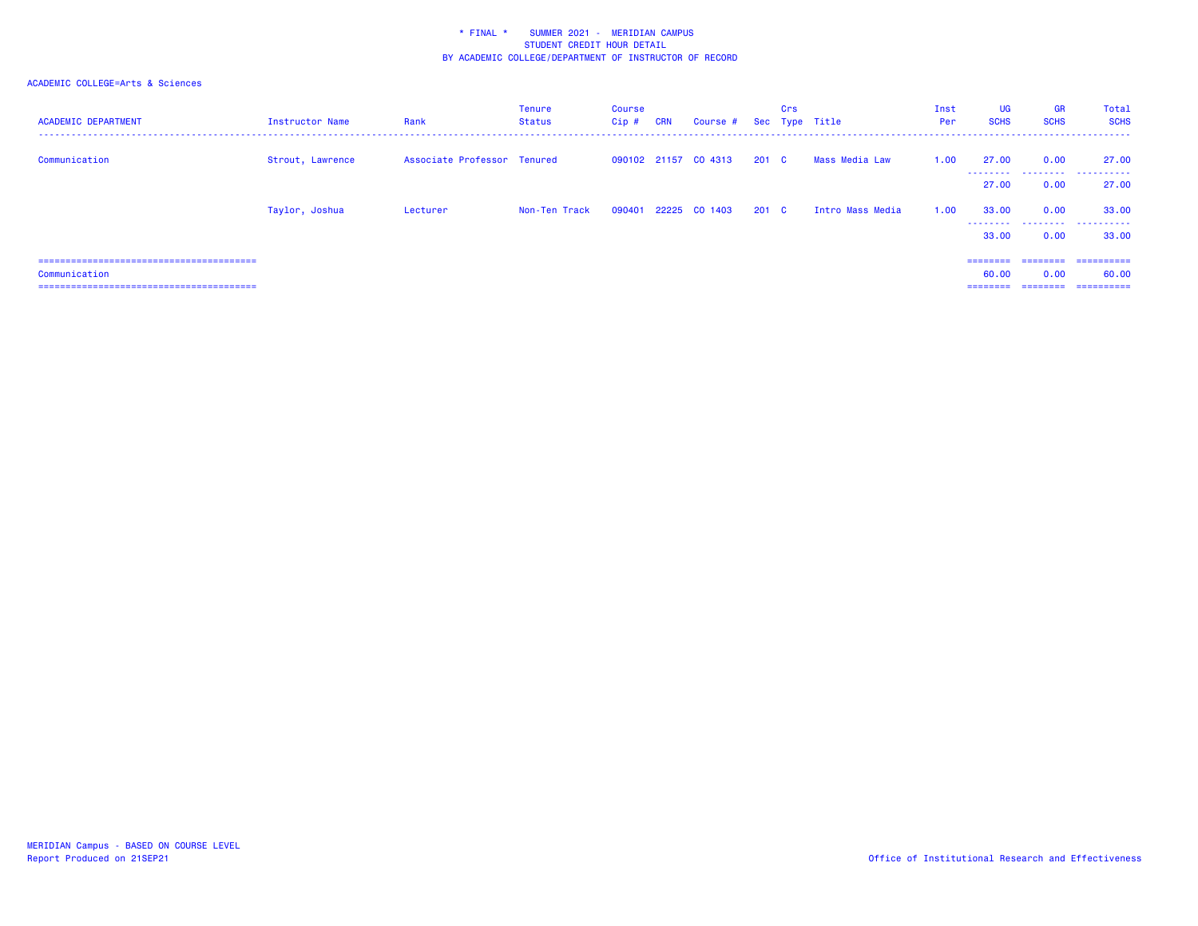\* FINAL \*    SUMMER 2021 -  MERIDIAN CAMPUS
STUDENT CREDIT HOUR DETAIL
BY ACADEMIC COLLEGE/DEPARTMENT OF INSTRUCTOR OF RECORD

ACADEMIC COLLEGE=Arts & Sciences

| ACADEMIC DEPARTMENT | Instructor Name | Rank | Tenure Status | Course Cip # | CRN | Course # | Sec | Crs Type | Title | Inst Per | UG SCHS | GR SCHS | Total SCHS |
|---|---|---|---|---|---|---|---|---|---|---|---|---|---|
| Communication | Strout, Lawrence | Associate Professor | Tenured | 090102 | 21157 | CO 4313 | 201 | C | Mass Media Law | 1.00 | 27.00 | 0.00 | 27.00 |
| | | | | | | | | | | | 27.00 | 0.00 | 27.00 |
| | Taylor, Joshua | Lecturer | Non-Ten Track | 090401 | 22225 | CO 1403 | 201 | C | Intro Mass Media | 1.00 | 33.00 | 0.00 | 33.00 |
| | | | | | | | | | | | 33.00 | 0.00 | 33.00 |
| Communication | | | | | | | | | | | 60.00 | 0.00 | 60.00 |

MERIDIAN Campus - BASED ON COURSE LEVEL
Report Produced on 21SEP21

Office of Institutional Research and Effectiveness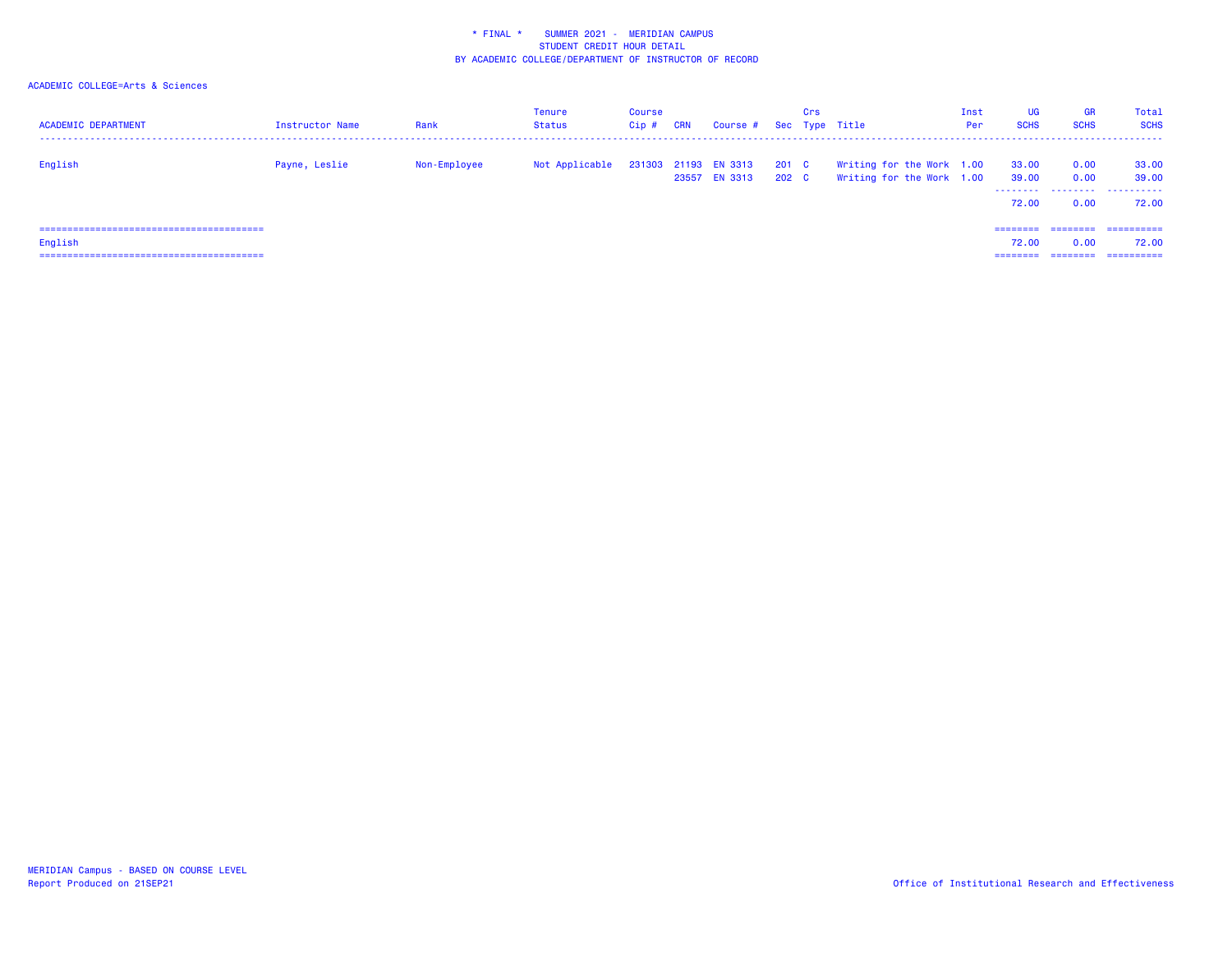\* FINAL \* SUMMER 2021 - MERIDIAN CAMPUS
STUDENT CREDIT HOUR DETAIL
BY ACADEMIC COLLEGE/DEPARTMENT OF INSTRUCTOR OF RECORD

ACADEMIC COLLEGE=Arts & Sciences

| ACADEMIC DEPARTMENT | Instructor Name | Rank | Tenure Status | Course Cip # | CRN | Course # | Sec | Crs Type | Title | Inst Per | UG SCHS | GR SCHS | Total SCHS |
|---|---|---|---|---|---|---|---|---|---|---|---|---|---|
| English | Payne, Leslie | Non-Employee | Not Applicable | 231303 | 21193 | EN 3313 | 201 | C | Writing for the Work | 1.00 | 33.00 | 0.00 | 33.00 |
| | | | | | 23557 | EN 3313 | 202 | C | Writing for the Work | 1.00 | 39.00 | 0.00 | 39.00 |
| | | | | | | | | | | | 72.00 | 0.00 | 72.00 |
| English | | | | | | | | | | | 72.00 | 0.00 | 72.00 |

MERIDIAN Campus - BASED ON COURSE LEVEL
Report Produced on 21SEP21

Office of Institutional Research and Effectiveness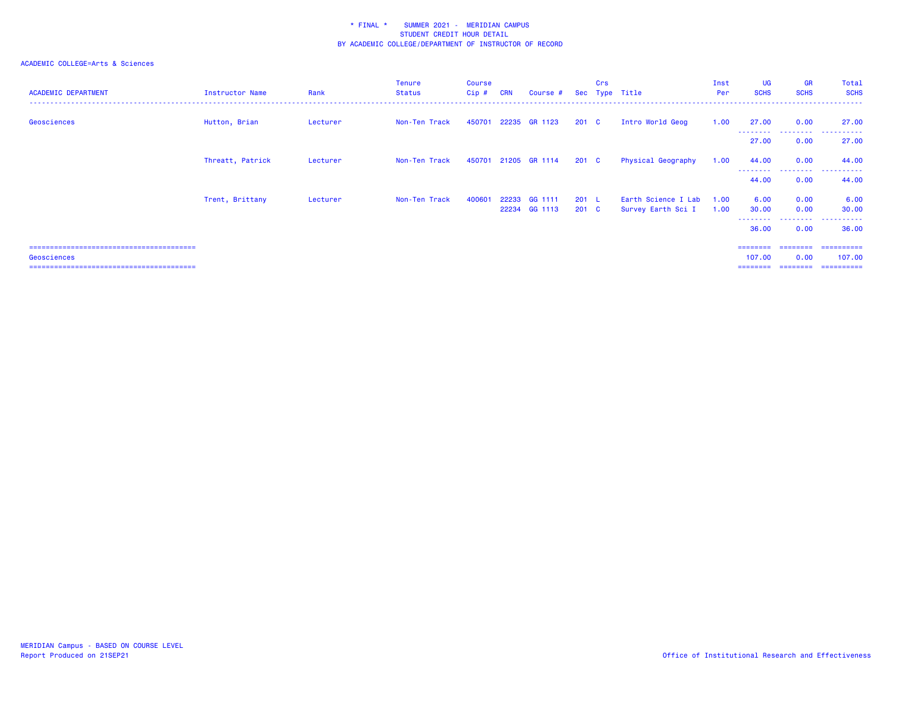\* FINAL \*  SUMMER 2021 - MERIDIAN CAMPUS
STUDENT CREDIT HOUR DETAIL
BY ACADEMIC COLLEGE/DEPARTMENT OF INSTRUCTOR OF RECORD

ACADEMIC COLLEGE=Arts & Sciences

| ACADEMIC DEPARTMENT | Instructor Name | Rank | Tenure Status | Course Cip # | CRN | Course # | Sec | Crs Type | Title | Inst Per | UG SCHS | GR SCHS | Total SCHS |
|---|---|---|---|---|---|---|---|---|---|---|---|---|---|
| Geosciences | Hutton, Brian | Lecturer | Non-Ten Track | 450701 | 22235 | GR 1123 | 201 | C | Intro World Geog | 1.00 | 27.00 | 0.00 | 27.00 |
| | | | | | | | | | | | 27.00 | 0.00 | 27.00 |
| | Threatt, Patrick | Lecturer | Non-Ten Track | 450701 | 21205 | GR 1114 | 201 | C | Physical Geography | 1.00 | 44.00 | 0.00 | 44.00 |
| | | | | | | | | | | | 44.00 | 0.00 | 44.00 |
| | Trent, Brittany | Lecturer | Non-Ten Track | 400601 | 22233 | GG 1111 | 201 | L | Earth Science I Lab | 1.00 | 6.00 | 0.00 | 6.00 |
| | | | | | 22234 | GG 1113 | 201 | C | Survey Earth Sci I | 1.00 | 30.00 | 0.00 | 30.00 |
| | | | | | | | | | | | 36.00 | 0.00 | 36.00 |
| Geosciences | | | | | | | | | | | 107.00 | 0.00 | 107.00 |

MERIDIAN Campus - BASED ON COURSE LEVEL
Report Produced on 21SEP21

Office of Institutional Research and Effectiveness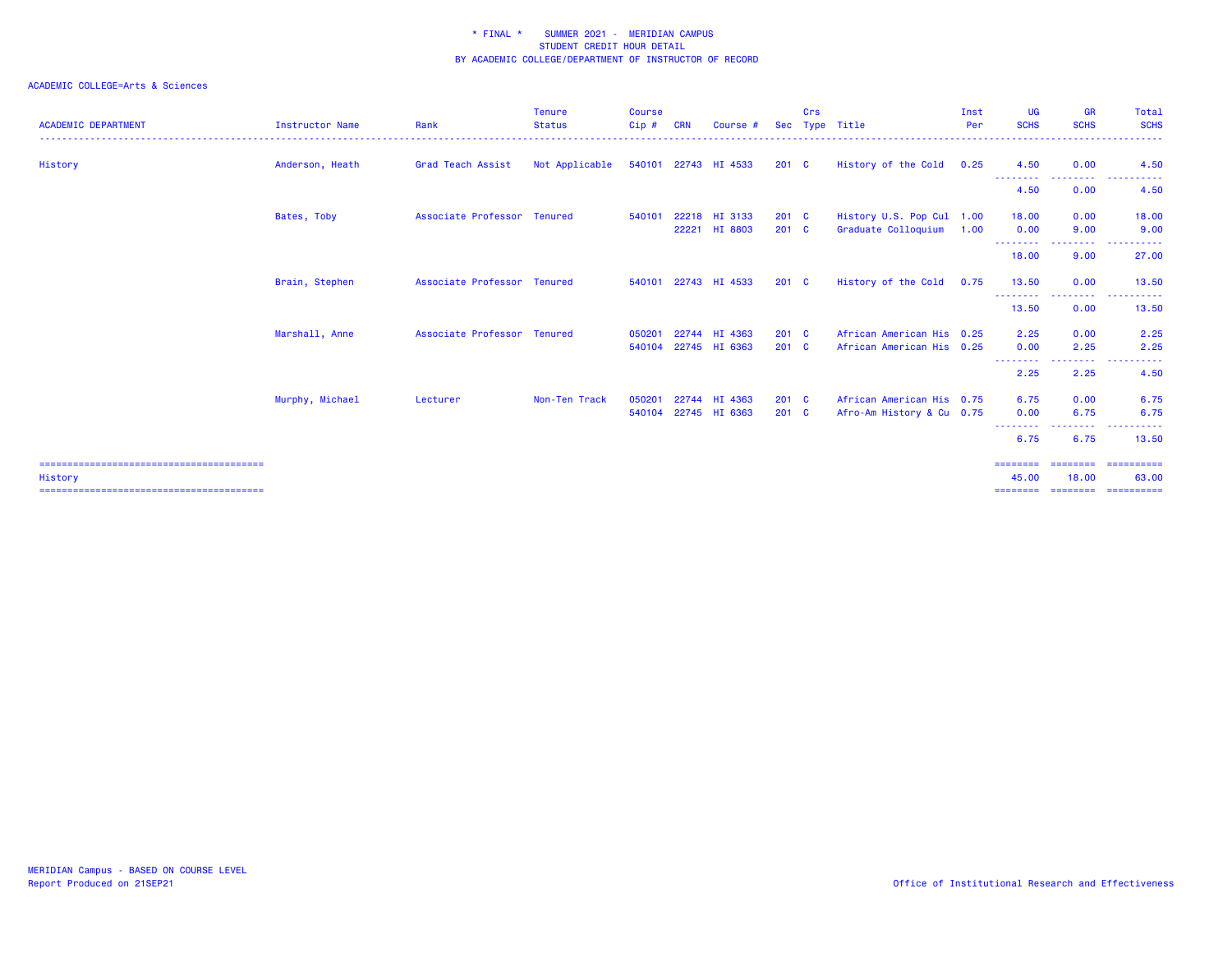\* FINAL \* SUMMER 2021 - MERIDIAN CAMPUS
STUDENT CREDIT HOUR DETAIL
BY ACADEMIC COLLEGE/DEPARTMENT OF INSTRUCTOR OF RECORD

ACADEMIC COLLEGE=Arts & Sciences

| ACADEMIC DEPARTMENT | Instructor Name | Rank | Tenure Status | Course Cip # | CRN | Course # | Sec | Crs Type | Title | Inst Per | UG SCHS | GR SCHS | Total SCHS |
|---|---|---|---|---|---|---|---|---|---|---|---|---|---|
| History | Anderson, Heath | Grad Teach Assist | Not Applicable | 540101 | 22743 | HI 4533 | 201 | C | History of the Cold | 0.25 | 4.50 | 0.00 | 4.50 |
| | | | | | | | | | | | 4.50 | 0.00 | 4.50 |
| | Bates, Toby | Associate Professor | Tenured | 540101 | 22218 | HI 3133 | 201 | C | History U.S. Pop Cul | 1.00 | 18.00 | 0.00 | 18.00 |
| | | | | | 22221 | HI 8803 | 201 | C | Graduate Colloquium | 1.00 | 0.00 | 9.00 | 9.00 |
| | | | | | | | | | | | 18.00 | 9.00 | 27.00 |
| | Brain, Stephen | Associate Professor | Tenured | 540101 | 22743 | HI 4533 | 201 | C | History of the Cold | 0.75 | 13.50 | 0.00 | 13.50 |
| | | | | | | | | | | | 13.50 | 0.00 | 13.50 |
| | Marshall, Anne | Associate Professor | Tenured | 050201 | 22744 | HI 4363 | 201 | C | African American His | 0.25 | 2.25 | 0.00 | 2.25 |
| | | | | 540104 | 22745 | HI 6363 | 201 | C | African American His | 0.25 | 0.00 | 2.25 | 2.25 |
| | | | | | | | | | | | 2.25 | 2.25 | 4.50 |
| | Murphy, Michael | Lecturer | Non-Ten Track | 050201 | 22744 | HI 4363 | 201 | C | African American His | 0.75 | 6.75 | 0.00 | 6.75 |
| | | | | 540104 | 22745 | HI 6363 | 201 | C | Afro-Am History & Cu | 0.75 | 0.00 | 6.75 | 6.75 |
| | | | | | | | | | | | 6.75 | 6.75 | 13.50 |
| History | | | | | | | | | | | 45.00 | 18.00 | 63.00 |

MERIDIAN Campus - BASED ON COURSE LEVEL
Report Produced on 21SEP21

Office of Institutional Research and Effectiveness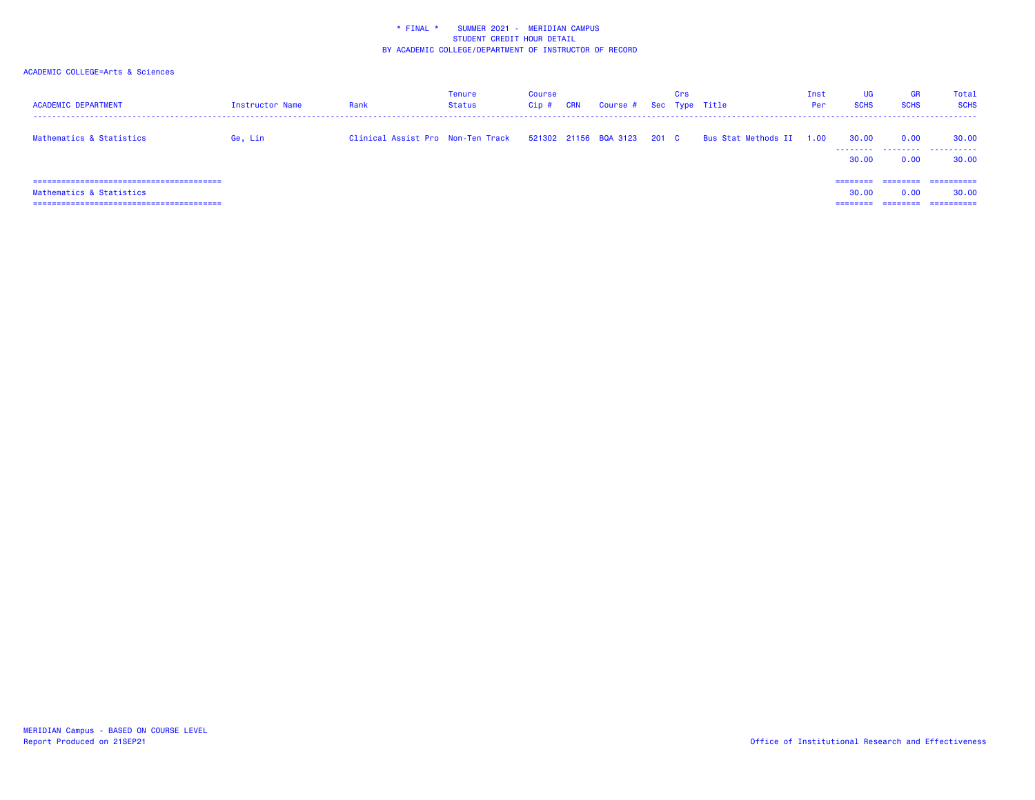\* FINAL \*    SUMMER 2021 -  MERIDIAN CAMPUS
STUDENT CREDIT HOUR DETAIL
BY ACADEMIC COLLEGE/DEPARTMENT OF INSTRUCTOR OF RECORD

ACADEMIC COLLEGE=Arts & Sciences

| ACADEMIC DEPARTMENT | Instructor Name | Rank | Tenure Status | Course Cip # | CRN | Course # | Sec | Crs Type | Title | Inst Per | UG SCHS | GR SCHS | Total SCHS |
|---|---|---|---|---|---|---|---|---|---|---|---|---|---|
| Mathematics & Statistics | Ge, Lin | Clinical Assist Pro | Non-Ten Track | 521302 | 21156 | BQA 3123 | 201 | C | Bus Stat Methods II | 1.00 | 30.00 | 0.00 | 30.00 |
| | | | | | | | | | | | 30.00 | 0.00 | 30.00 |
| Mathematics & Statistics | | | | | | | | | | | 30.00 | 0.00 | 30.00 |

MERIDIAN Campus - BASED ON COURSE LEVEL
Report Produced on 21SEP21

Office of Institutional Research and Effectiveness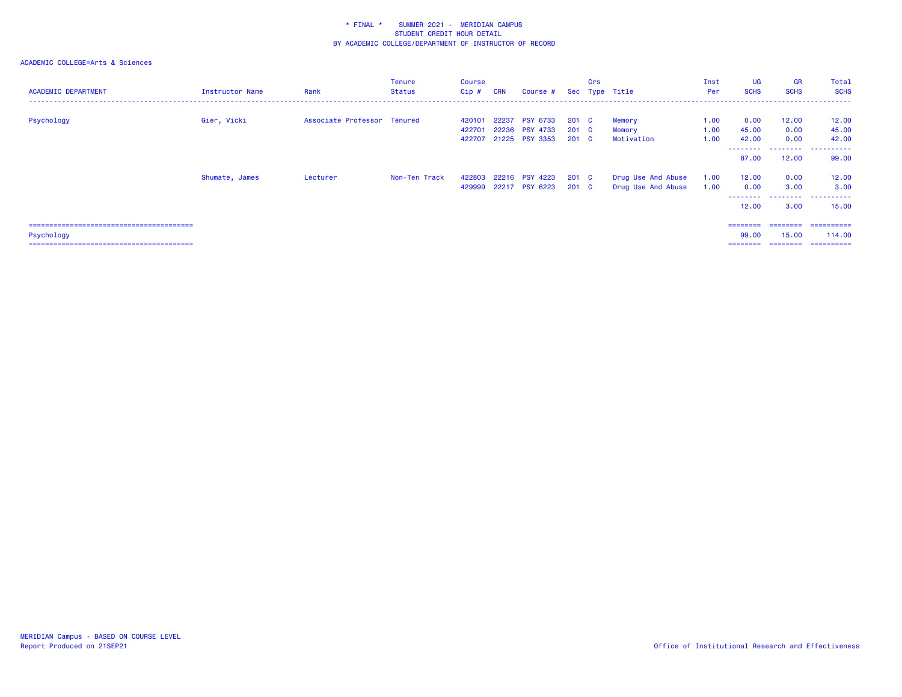\* FINAL \*    SUMMER 2021 -  MERIDIAN CAMPUS
STUDENT CREDIT HOUR DETAIL
BY ACADEMIC COLLEGE/DEPARTMENT OF INSTRUCTOR OF RECORD

ACADEMIC COLLEGE=Arts & Sciences

| ACADEMIC DEPARTMENT | Instructor Name | Rank | Tenure Status | Course Cip # | CRN | Course # | Sec | Crs Type | Title | Inst Per | UG SCHS | GR SCHS | Total SCHS |
|---|---|---|---|---|---|---|---|---|---|---|---|---|---|
| Psychology | Gier, Vicki | Associate Professor | Tenured | 420101 | 22237 | PSY 6733 | 201 | C | Memory | 1.00 | 0.00 | 12.00 | 12.00 |
| | | | | 422701 | 22236 | PSY 4733 | 201 | C | Memory | 1.00 | 45.00 | 0.00 | 45.00 |
| | | | | 422707 | 21225 | PSY 3353 | 201 | C | Motivation | 1.00 | 42.00 | 0.00 | 42.00 |
| | | | | | | | | | | | 87.00 | 12.00 | 99.00 |
| | Shumate, James | Lecturer | Non-Ten Track | 422803 | 22216 | PSY 4223 | 201 | C | Drug Use And Abuse | 1.00 | 12.00 | 0.00 | 12.00 |
| | | | | 429999 | 22217 | PSY 6223 | 201 | C | Drug Use And Abuse | 1.00 | 0.00 | 3.00 | 3.00 |
| | | | | | | | | | | | 12.00 | 3.00 | 15.00 |
| Psychology | | | | | | | | | | | 99.00 | 15.00 | 114.00 |

MERIDIAN Campus - BASED ON COURSE LEVEL
Report Produced on 21SEP21

Office of Institutional Research and Effectiveness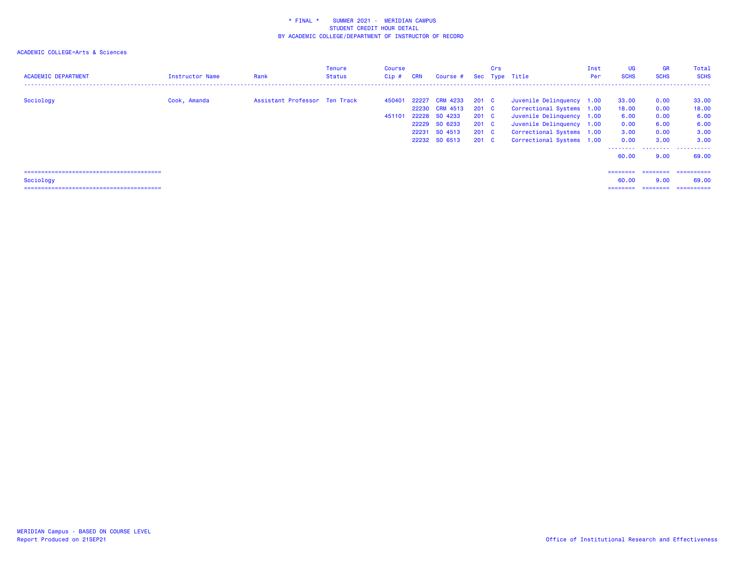\* FINAL \*   SUMMER 2021 -  MERIDIAN CAMPUS
STUDENT CREDIT HOUR DETAIL
BY ACADEMIC COLLEGE/DEPARTMENT OF INSTRUCTOR OF RECORD

ACADEMIC COLLEGE=Arts & Sciences

| ACADEMIC DEPARTMENT | Instructor Name | Rank | Tenure Status | Course Cip # | CRN | Course # | Sec | Crs Type | Title | Inst Per | UG SCHS | GR SCHS | Total SCHS |
|---|---|---|---|---|---|---|---|---|---|---|---|---|---|
| Sociology | Cook, Amanda | Assistant Professor | Ten Track | 450401 | 22227 | CRM 4233 | 201 | C | Juvenile Delinquency | 1.00 | 33.00 | 0.00 | 33.00 |
| | | | | | 22230 | CRM 4513 | 201 | C | Correctional Systems | 1.00 | 18.00 | 0.00 | 18.00 |
| | | | | 451101 | 22228 | SO 4233 | 201 | C | Juvenile Delinquency | 1.00 | 6.00 | 0.00 | 6.00 |
| | | | | | 22229 | SO 6233 | 201 | C | Juvenile Delinquency | 1.00 | 0.00 | 6.00 | 6.00 |
| | | | | | 22231 | SO 4513 | 201 | C | Correctional Systems | 1.00 | 3.00 | 0.00 | 3.00 |
| | | | | | 22232 | SO 6513 | 201 | C | Correctional Systems | 1.00 | 0.00 | 3.00 | 3.00 |
| | | | | | | | | | | | 60.00 | 9.00 | 69.00 |
| Sociology | | | | | | | | | | | 60.00 | 9.00 | 69.00 |

MERIDIAN Campus - BASED ON COURSE LEVEL
Report Produced on 21SEP21

Office of Institutional Research and Effectiveness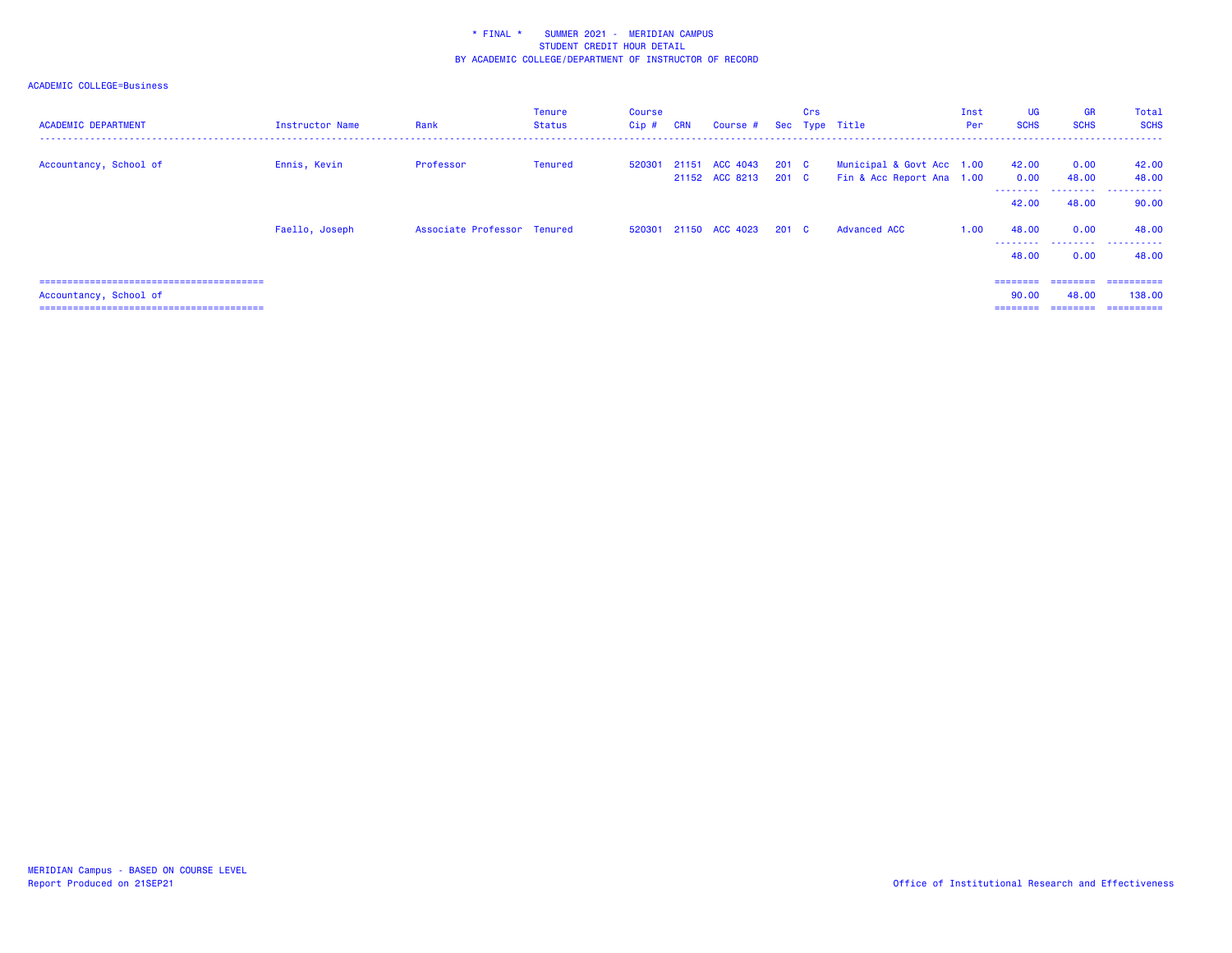\* FINAL \* SUMMER 2021 - MERIDIAN CAMPUS
STUDENT CREDIT HOUR DETAIL
BY ACADEMIC COLLEGE/DEPARTMENT OF INSTRUCTOR OF RECORD

ACADEMIC COLLEGE=Business

| ACADEMIC DEPARTMENT | Instructor Name | Rank | Tenure Status | Course Cip # | CRN | Course # | Sec | Crs Type | Title | Inst Per | UG SCHS | GR SCHS | Total SCHS |
|---|---|---|---|---|---|---|---|---|---|---|---|---|---|
| Accountancy, School of | Ennis, Kevin | Professor | Tenured | 520301 | 21151 | ACC 4043 | 201 | C | Municipal & Govt Acc | 1.00 | 42.00 | 0.00 | 42.00 |
| | | | | | 21152 | ACC 8213 | 201 | C | Fin & Acc Report Ana | 1.00 | 0.00 | 48.00 | 48.00 |
| | | | | | | | | | | | 42.00 | 48.00 | 90.00 |
| | Faello, Joseph | Associate Professor | Tenured | 520301 | 21150 | ACC 4023 | 201 | C | Advanced ACC | 1.00 | 48.00 | 0.00 | 48.00 |
| | | | | | | | | | | | 48.00 | 0.00 | 48.00 |
| Accountancy, School of | | | | | | | | | | | 90.00 | 48.00 | 138.00 |

MERIDIAN Campus - BASED ON COURSE LEVEL
Report Produced on 21SEP21

Office of Institutional Research and Effectiveness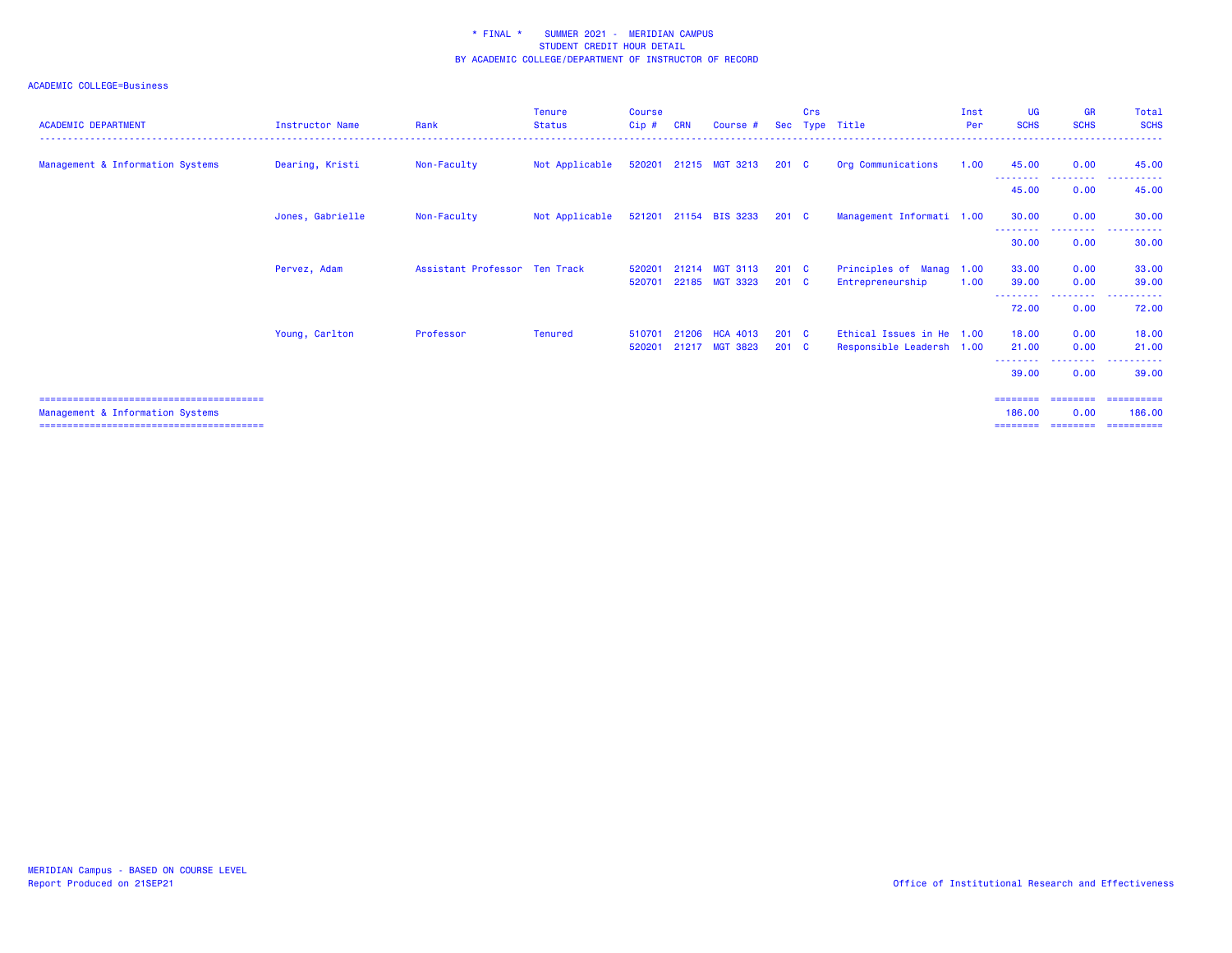\* FINAL \* SUMMER 2021 - MERIDIAN CAMPUS
STUDENT CREDIT HOUR DETAIL
BY ACADEMIC COLLEGE/DEPARTMENT OF INSTRUCTOR OF RECORD

ACADEMIC COLLEGE=Business

| ACADEMIC DEPARTMENT | Instructor Name | Rank | Tenure Status | Course Cip # | CRN | Course # | Sec | Crs Type | Title | Inst Per | UG SCHS | GR SCHS | Total SCHS |
|---|---|---|---|---|---|---|---|---|---|---|---|---|---|
| Management & Information Systems | Dearing, Kristi | Non-Faculty | Not Applicable | 520201 | 21215 | MGT 3213 | 201 | C | Org Communications | 1.00 | 45.00 | 0.00 | 45.00 |
| | | | | | | | | | | | 45.00 | 0.00 | 45.00 |
| | Jones, Gabrielle | Non-Faculty | Not Applicable | 521201 | 21154 | BIS 3233 | 201 | C | Management Informati | 1.00 | 30.00 | 0.00 | 30.00 |
| | | | | | | | | | | | 30.00 | 0.00 | 30.00 |
| | Pervez, Adam | Assistant Professor | Ten Track | 520201 | 21214 | MGT 3113 | 201 | C | Principles of Manag | 1.00 | 33.00 | 0.00 | 33.00 |
| | | | | 520701 | 22185 | MGT 3323 | 201 | C | Entrepreneurship | 1.00 | 39.00 | 0.00 | 39.00 |
| | | | | | | | | | | | 72.00 | 0.00 | 72.00 |
| | Young, Carlton | Professor | Tenured | 510701 | 21206 | HCA 4013 | 201 | C | Ethical Issues in He | 1.00 | 18.00 | 0.00 | 18.00 |
| | | | | 520201 | 21217 | MGT 3823 | 201 | C | Responsible Leadersh | 1.00 | 21.00 | 0.00 | 21.00 |
| | | | | | | | | | | | 39.00 | 0.00 | 39.00 |
| Management & Information Systems | | | | | | | | | | | 186.00 | 0.00 | 186.00 |

MERIDIAN Campus - BASED ON COURSE LEVEL
Report Produced on 21SEP21

Office of Institutional Research and Effectiveness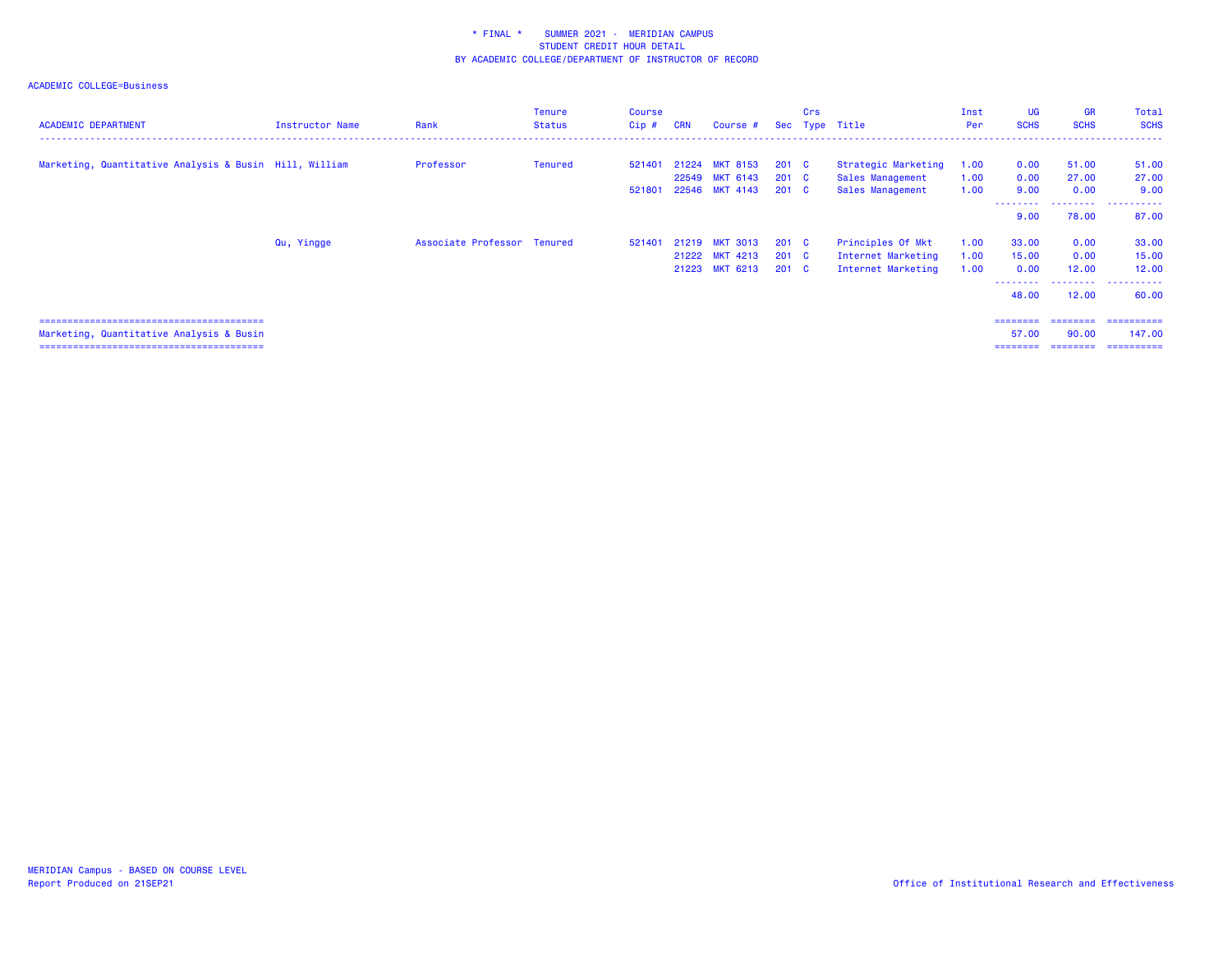# * FINAL * SUMMER 2021 - MERIDIAN CAMPUS
## STUDENT CREDIT HOUR DETAIL
## BY ACADEMIC COLLEGE/DEPARTMENT OF INSTRUCTOR OF RECORD

ACADEMIC COLLEGE=Business

| ACADEMIC DEPARTMENT | Instructor Name | Rank | Tenure Status | Course Cip # | CRN | Course # | Sec | Crs Type | Title | Inst Per | UG SCHS | GR SCHS | Total SCHS |
|---|---|---|---|---|---|---|---|---|---|---|---|---|---|
| Marketing, Quantitative Analysis & Busin | Hill, William | Professor | Tenured | 521401 | 21224 | MKT 8153 | 201 | C | Strategic Marketing | 1.00 | 0.00 | 51.00 | 51.00 |
| | | | | | 22549 | MKT 6143 | 201 | C | Sales Management | 1.00 | 0.00 | 27.00 | 27.00 |
| | | | | 521801 | 22546 | MKT 4143 | 201 | C | Sales Management | 1.00 | 9.00 | 0.00 | 9.00 |
| | | | | | | | | | | | 9.00 | 78.00 | 87.00 |
| | Qu, Yingge | Associate Professor | Tenured | 521401 | 21219 | MKT 3013 | 201 | C | Principles Of Mkt | 1.00 | 33.00 | 0.00 | 33.00 |
| | | | | | 21222 | MKT 4213 | 201 | C | Internet Marketing | 1.00 | 15.00 | 0.00 | 15.00 |
| | | | | | 21223 | MKT 6213 | 201 | C | Internet Marketing | 1.00 | 0.00 | 12.00 | 12.00 |
| | | | | | | | | | | | 48.00 | 12.00 | 60.00 |
| Marketing, Quantitative Analysis & Busin | | | | | | | | | | | 57.00 | 90.00 | 147.00 |

MERIDIAN Campus - BASED ON COURSE LEVEL
Report Produced on 21SEP21

Office of Institutional Research and Effectiveness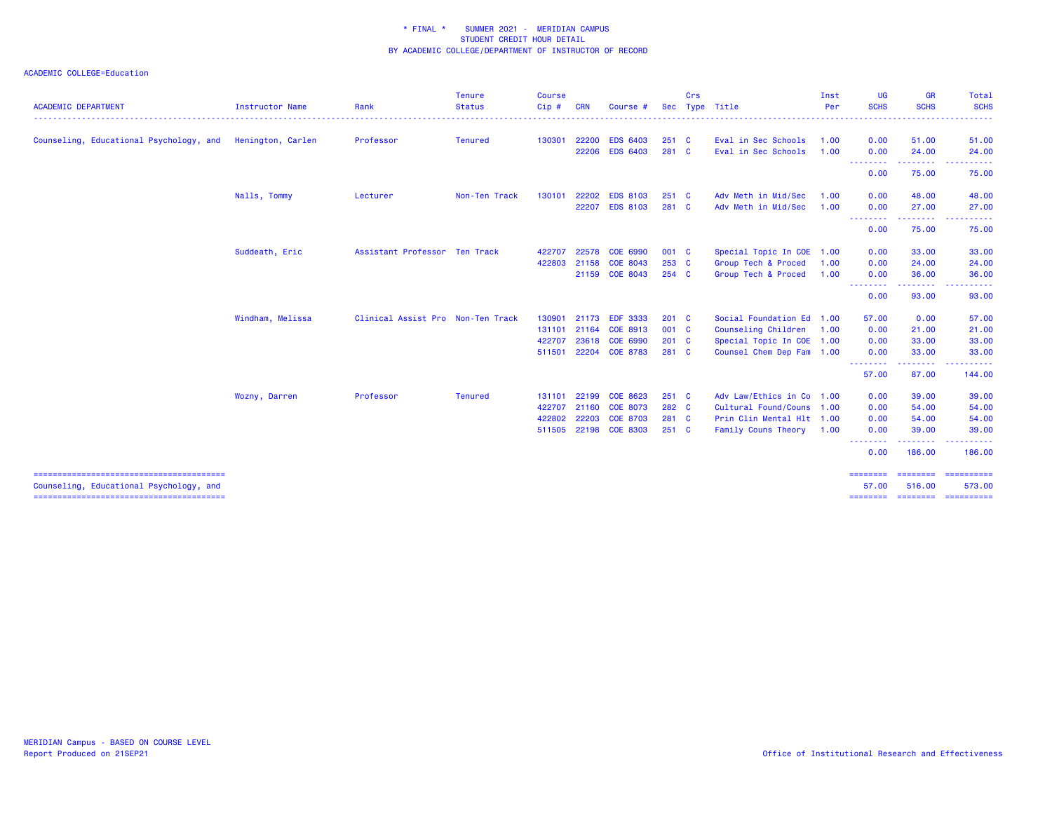\* FINAL \*    SUMMER 2021 - MERIDIAN CAMPUS
STUDENT CREDIT HOUR DETAIL
BY ACADEMIC COLLEGE/DEPARTMENT OF INSTRUCTOR OF RECORD

ACADEMIC COLLEGE=Education

| ACADEMIC DEPARTMENT | Instructor Name | Rank | Tenure Status | Course Cip # | CRN | Course # | Sec | Crs Type | Title | Inst Per | UG SCHS | GR SCHS | Total SCHS |
|---|---|---|---|---|---|---|---|---|---|---|---|---|---|
| Counseling, Educational Psychology, and | Henington, Carlen | Professor | Tenured | 130301 | 22200 | EDS 6403 | 251 | C | Eval in Sec Schools | 1.00 | 0.00 | 51.00 | 51.00 |
| | | | | | 22206 | EDS 6403 | 281 | C | Eval in Sec Schools | 1.00 | 0.00 | 24.00 | 24.00 |
| | | | | | | | | | | | 0.00 | 75.00 | 75.00 |
| | Nalls, Tommy | Lecturer | Non-Ten Track | 130101 | 22202 | EDS 8103 | 251 | C | Adv Meth in Mid/Sec | 1.00 | 0.00 | 48.00 | 48.00 |
| | | | | | 22207 | EDS 8103 | 281 | C | Adv Meth in Mid/Sec | 1.00 | 0.00 | 27.00 | 27.00 |
| | | | | | | | | | | | 0.00 | 75.00 | 75.00 |
| | Suddeath, Eric | Assistant Professor | Ten Track | 422707 | 22578 | COE 6990 | 001 | C | Special Topic In COE | 1.00 | 0.00 | 33.00 | 33.00 |
| | | | | 422803 | 21158 | COE 8043 | 253 | C | Group Tech & Proced | 1.00 | 0.00 | 24.00 | 24.00 |
| | | | | | 21159 | COE 8043 | 254 | C | Group Tech & Proced | 1.00 | 0.00 | 36.00 | 36.00 |
| | | | | | | | | | | | 0.00 | 93.00 | 93.00 |
| | Windham, Melissa | Clinical Assist Pro | Non-Ten Track | 130901 | 21173 | EDF 3333 | 201 | C | Social Foundation Ed | 1.00 | 57.00 | 0.00 | 57.00 |
| | | | | 131101 | 21164 | COE 8913 | 001 | C | Counseling Children | 1.00 | 0.00 | 21.00 | 21.00 |
| | | | | 422707 | 23618 | COE 6990 | 201 | C | Special Topic In COE | 1.00 | 0.00 | 33.00 | 33.00 |
| | | | | 511501 | 22204 | COE 8783 | 281 | C | Counsel Chem Dep Fam | 1.00 | 0.00 | 33.00 | 33.00 |
| | | | | | | | | | | | 57.00 | 87.00 | 144.00 |
| | Wozny, Darren | Professor | Tenured | 131101 | 22199 | COE 8623 | 251 | C | Adv Law/Ethics in Co | 1.00 | 0.00 | 39.00 | 39.00 |
| | | | | 422707 | 21160 | COE 8073 | 282 | C | Cultural Found/Couns | 1.00 | 0.00 | 54.00 | 54.00 |
| | | | | 422802 | 22203 | COE 8703 | 281 | C | Prin Clin Mental Hlt | 1.00 | 0.00 | 54.00 | 54.00 |
| | | | | 511505 | 22198 | COE 8303 | 251 | C | Family Couns Theory | 1.00 | 0.00 | 39.00 | 39.00 |
| | | | | | | | | | | | 0.00 | 186.00 | 186.00 |
| Counseling, Educational Psychology, and | | | | | | | | | | | 57.00 | 516.00 | 573.00 |

MERIDIAN Campus - BASED ON COURSE LEVEL
Report Produced on 21SEP21

Office of Institutional Research and Effectiveness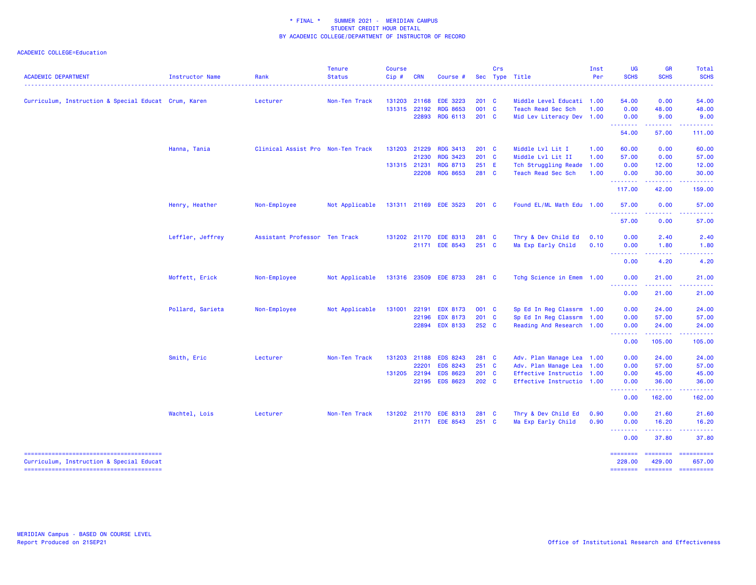\* FINAL \* SUMMER 2021 - MERIDIAN CAMPUS
STUDENT CREDIT HOUR DETAIL
BY ACADEMIC COLLEGE/DEPARTMENT OF INSTRUCTOR OF RECORD

ACADEMIC COLLEGE=Education

| ACADEMIC DEPARTMENT | Instructor Name | Rank | Tenure Status | Course Cip # | CRN | Course # | Sec | Crs Type | Title | Inst Per | UG SCHS | GR SCHS | Total SCHS |
|---|---|---|---|---|---|---|---|---|---|---|---|---|---|
| Curriculum, Instruction & Special Educat | Crum, Karen | Lecturer | Non-Ten Track | 131203 | 21168 | EDE 3223 | 201 | C | Middle Level Educati | 1.00 | 54.00 | 0.00 | 54.00 |
| | | | | 131315 | 22192 | RDG 8653 | 001 | C | Teach Read Sec Sch | 1.00 | 0.00 | 48.00 | 48.00 |
| | | | | | 22893 | RDG 6113 | 201 | C | Mid Lev Literacy Dev | 1.00 | 0.00 | 9.00 | 9.00 |
| | | | | | | | | | | | 54.00 | 57.00 | 111.00 |
| | Hanna, Tania | Clinical Assist Pro | Non-Ten Track | 131203 | 21229 | RDG 3413 | 201 | C | Middle Lvl Lit I | 1.00 | 60.00 | 0.00 | 60.00 |
| | | | | | 21230 | RDG 3423 | 201 | C | Middle Lvl Lit II | 1.00 | 57.00 | 0.00 | 57.00 |
| | | | | 131315 | 21231 | RDG 8713 | 251 | E | Tch Struggling Reade | 1.00 | 0.00 | 12.00 | 12.00 |
| | | | | | 22208 | RDG 8653 | 281 | C | Teach Read Sec Sch | 1.00 | 0.00 | 30.00 | 30.00 |
| | | | | | | | | | | | 117.00 | 42.00 | 159.00 |
| | Henry, Heather | Non-Employee | Not Applicable | 131311 | 21169 | EDE 3523 | 201 | C | Found EL/ML Math Edu | 1.00 | 57.00 | 0.00 | 57.00 |
| | | | | | | | | | | | 57.00 | 0.00 | 57.00 |
| | Leffler, Jeffrey | Assistant Professor | Ten Track | 131202 | 21170 | EDE 8313 | 281 | C | Thry & Dev Child Ed | 0.10 | 0.00 | 2.40 | 2.40 |
| | | | | | 21171 | EDE 8543 | 251 | C | Ma Exp Early Child | 0.10 | 0.00 | 1.80 | 1.80 |
| | | | | | | | | | | | 0.00 | 4.20 | 4.20 |
| | Moffett, Erick | Non-Employee | Not Applicable | 131316 | 23509 | EDE 8733 | 281 | C | Tchg Science in Emem | 1.00 | 0.00 | 21.00 | 21.00 |
| | | | | | | | | | | | 0.00 | 21.00 | 21.00 |
| | Pollard, Sarieta | Non-Employee | Not Applicable | 131001 | 22191 | EDX 8173 | 001 | C | Sp Ed In Reg Classrm | 1.00 | 0.00 | 24.00 | 24.00 |
| | | | | | 22196 | EDX 8173 | 201 | C | Sp Ed In Reg Classrm | 1.00 | 0.00 | 57.00 | 57.00 |
| | | | | | 22894 | EDX 8133 | 252 | C | Reading And Research | 1.00 | 0.00 | 24.00 | 24.00 |
| | | | | | | | | | | | 0.00 | 105.00 | 105.00 |
| | Smith, Eric | Lecturer | Non-Ten Track | 131203 | 21188 | EDS 8243 | 281 | C | Adv. Plan Manage Lea | 1.00 | 0.00 | 24.00 | 24.00 |
| | | | | | 22201 | EDS 8243 | 251 | C | Adv. Plan Manage Lea | 1.00 | 0.00 | 57.00 | 57.00 |
| | | | | 131205 | 22194 | EDS 8623 | 201 | C | Effective Instructio | 1.00 | 0.00 | 45.00 | 45.00 |
| | | | | | 22195 | EDS 8623 | 202 | C | Effective Instructio | 1.00 | 0.00 | 36.00 | 36.00 |
| | | | | | | | | | | | 0.00 | 162.00 | 162.00 |
| | Wachtel, Lois | Lecturer | Non-Ten Track | 131202 | 21170 | EDE 8313 | 281 | C | Thry & Dev Child Ed | 0.90 | 0.00 | 21.60 | 21.60 |
| | | | | | 21171 | EDE 8543 | 251 | C | Ma Exp Early Child | 0.90 | 0.00 | 16.20 | 16.20 |
| | | | | | | | | | | | 0.00 | 37.80 | 37.80 |
| Curriculum, Instruction & Special Educat | | | | | | | | | | | 228.00 | 429.00 | 657.00 |

MERIDIAN Campus - BASED ON COURSE LEVEL
Report Produced on 21SEP21

Office of Institutional Research and Effectiveness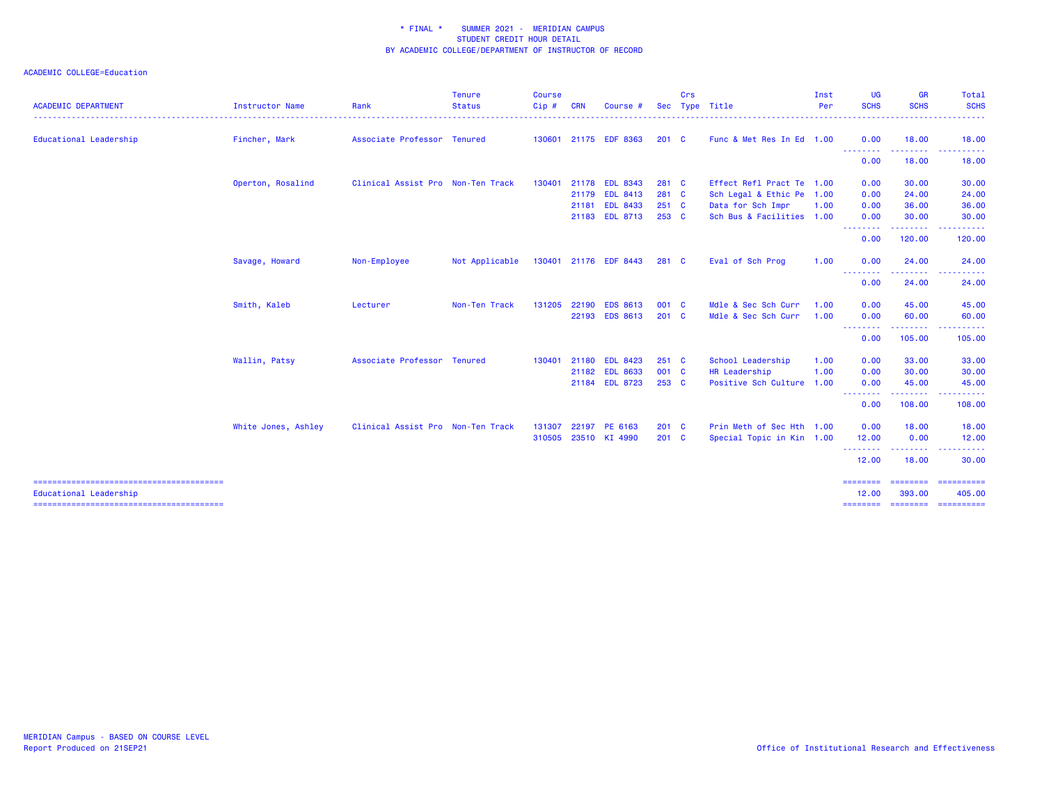\* FINAL \* SUMMER 2021 - MERIDIAN CAMPUS
STUDENT CREDIT HOUR DETAIL
BY ACADEMIC COLLEGE/DEPARTMENT OF INSTRUCTOR OF RECORD

ACADEMIC COLLEGE=Education

| ACADEMIC DEPARTMENT | Instructor Name | Rank | Tenure Status | Course Cip # | CRN | Course # | Sec | Crs Type | Title | Inst Per | UG SCHS | GR SCHS | Total SCHS |
|---|---|---|---|---|---|---|---|---|---|---|---|---|---|
| Educational Leadership | Fincher, Mark | Associate Professor | Tenured | 130601 | 21175 | EDF 8363 | 201 | C | Func & Met Res In Ed | 1.00 | 0.00 | 18.00 | 18.00 |
| | | | | | | | | | | | 0.00 | 18.00 | 18.00 |
| | Operton, Rosalind | Clinical Assist Pro | Non-Ten Track | 130401 | 21178 | EDL 8343 | 281 | C | Effect Refl Pract Te | 1.00 | 0.00 | 30.00 | 30.00 |
| | | | | | 21179 | EDL 8413 | 281 | C | Sch Legal & Ethic Pe | 1.00 | 0.00 | 24.00 | 24.00 |
| | | | | | 21181 | EDL 8433 | 251 | C | Data for Sch Impr | 1.00 | 0.00 | 36.00 | 36.00 |
| | | | | | 21183 | EDL 8713 | 253 | C | Sch Bus & Facilities | 1.00 | 0.00 | 30.00 | 30.00 |
| | | | | | | | | | | | 0.00 | 120.00 | 120.00 |
| | Savage, Howard | Non-Employee | Not Applicable | 130401 | 21176 | EDF 8443 | 281 | C | Eval of Sch Prog | 1.00 | 0.00 | 24.00 | 24.00 |
| | | | | | | | | | | | 0.00 | 24.00 | 24.00 |
| | Smith, Kaleb | Lecturer | Non-Ten Track | 131205 | 22190 | EDS 8613 | 001 | C | Mdle & Sec Sch Curr | 1.00 | 0.00 | 45.00 | 45.00 |
| | | | | | 22193 | EDS 8613 | 201 | C | Mdle & Sec Sch Curr | 1.00 | 0.00 | 60.00 | 60.00 |
| | | | | | | | | | | | 0.00 | 105.00 | 105.00 |
| | Wallin, Patsy | Associate Professor | Tenured | 130401 | 21180 | EDL 8423 | 251 | C | School Leadership | 1.00 | 0.00 | 33.00 | 33.00 |
| | | | | | 21182 | EDL 8633 | 001 | C | HR Leadership | 1.00 | 0.00 | 30.00 | 30.00 |
| | | | | | 21184 | EDL 8723 | 253 | C | Positive Sch Culture | 1.00 | 0.00 | 45.00 | 45.00 |
| | | | | | | | | | | | 0.00 | 108.00 | 108.00 |
| | White Jones, Ashley | Clinical Assist Pro | Non-Ten Track | 131307 | 22197 | PE 6163 | 201 | C | Prin Meth of Sec Hth | 1.00 | 0.00 | 18.00 | 18.00 |
| | | | | 310505 | 23510 | KI 4990 | 201 | C | Special Topic in Kin | 1.00 | 12.00 | 0.00 | 12.00 |
| | | | | | | | | | | | 12.00 | 18.00 | 30.00 |
| Educational Leadership | | | | | | | | | | | 12.00 | 393.00 | 405.00 |

MERIDIAN Campus - BASED ON COURSE LEVEL
Report Produced on 21SEP21

Office of Institutional Research and Effectiveness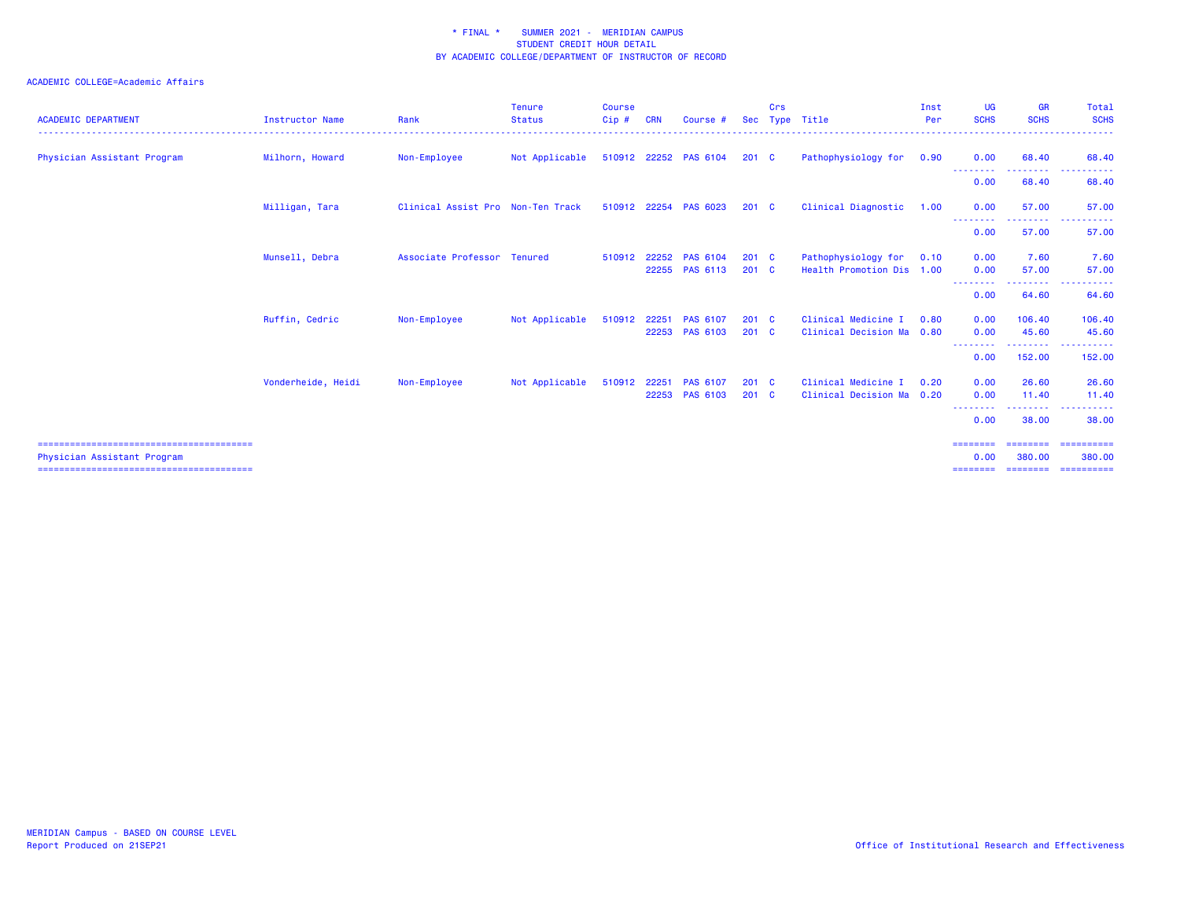\* FINAL \* SUMMER 2021 - MERIDIAN CAMPUS
STUDENT CREDIT HOUR DETAIL
BY ACADEMIC COLLEGE/DEPARTMENT OF INSTRUCTOR OF RECORD

ACADEMIC COLLEGE=Academic Affairs

| ACADEMIC DEPARTMENT | Instructor Name | Rank | Tenure Status | Course Cip # | CRN | Course # | Sec | Crs Type | Title | Inst Per | UG SCHS | GR SCHS | Total SCHS |
|---|---|---|---|---|---|---|---|---|---|---|---|---|---|
| Physician Assistant Program | Milhorn, Howard | Non-Employee | Not Applicable | 510912 | 22252 | PAS 6104 | 201 | C | Pathophysiology for | 0.90 | 0.00 | 68.40 | 68.40 |
| | | | | | | | | | | | 0.00 | 68.40 | 68.40 |
| | Milligan, Tara | Clinical Assist Pro | Non-Ten Track | 510912 | 22254 | PAS 6023 | 201 | C | Clinical Diagnostic | 1.00 | 0.00 | 57.00 | 57.00 |
| | | | | | | | | | | | 0.00 | 57.00 | 57.00 |
| | Munsell, Debra | Associate Professor | Tenured | 510912 | 22252 | PAS 6104 | 201 | C | Pathophysiology for | 0.10 | 0.00 | 7.60 | 7.60 |
| | | | | | 22255 | PAS 6113 | 201 | C | Health Promotion Dis | 1.00 | 0.00 | 57.00 | 57.00 |
| | | | | | | | | | | | 0.00 | 64.60 | 64.60 |
| | Ruffin, Cedric | Non-Employee | Not Applicable | 510912 | 22251 | PAS 6107 | 201 | C | Clinical Medicine I | 0.80 | 0.00 | 106.40 | 106.40 |
| | | | | | 22253 | PAS 6103 | 201 | C | Clinical Decision Ma | 0.80 | 0.00 | 45.60 | 45.60 |
| | | | | | | | | | | | 0.00 | 152.00 | 152.00 |
| | Vonderheide, Heidi | Non-Employee | Not Applicable | 510912 | 22251 | PAS 6107 | 201 | C | Clinical Medicine I | 0.20 | 0.00 | 26.60 | 26.60 |
| | | | | | 22253 | PAS 6103 | 201 | C | Clinical Decision Ma | 0.20 | 0.00 | 11.40 | 11.40 |
| | | | | | | | | | | | 0.00 | 38.00 | 38.00 |
| Physician Assistant Program | | | | | | | | | | | 0.00 | 380.00 | 380.00 |

MERIDIAN Campus - BASED ON COURSE LEVEL
Report Produced on 21SEP21

Office of Institutional Research and Effectiveness